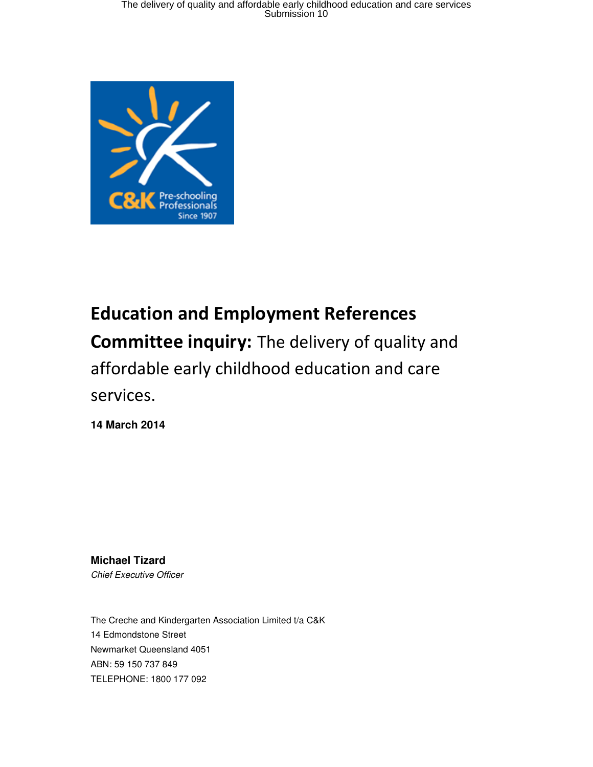# **Education and Employment References Committee inquiry:** The delivery of quality and affordable early childhood education and care services.

**14 March 2014**

**Michael Tizard**
*Chief Executive Officer*

The Creche and Kindergarten Association Limited t/a C&K
14 Edmondstone Street
Newmarket Queensland 4051
ABN: 59 150 737 849
TELEPHONE: 1800 177 092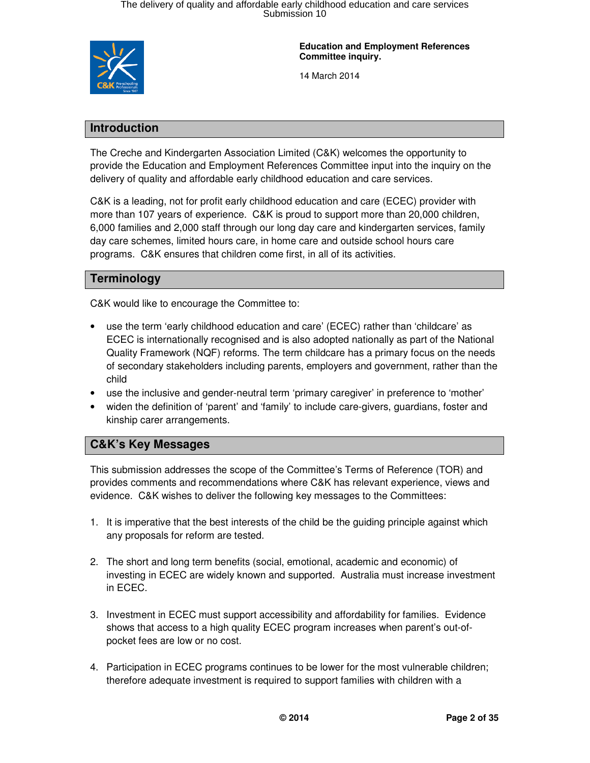**Education and Employment References Committee inquiry.**

14 March 2014

## Introduction

The Creche and Kindergarten Association Limited (C&K) welcomes the opportunity to provide the Education and Employment References Committee input into the inquiry on the delivery of quality and affordable early childhood education and care services.

C&K is a leading, not for profit early childhood education and care (ECEC) provider with more than 107 years of experience. C&K is proud to support more than 20,000 children, 6,000 families and 2,000 staff through our long day care and kindergarten services, family day care schemes, limited hours care, in home care and outside school hours care programs. C&K ensures that children come first, in all of its activities.

## Terminology

C&K would like to encourage the Committee to:

- use the term 'early childhood education and care' (ECEC) rather than 'childcare' as ECEC is internationally recognised and is also adopted nationally as part of the National Quality Framework (NQF) reforms. The term childcare has a primary focus on the needs of secondary stakeholders including parents, employers and government, rather than the child
- use the inclusive and gender-neutral term 'primary caregiver' in preference to 'mother'
- widen the definition of 'parent' and 'family' to include care-givers, guardians, foster and kinship carer arrangements.

## C&K's Key Messages

This submission addresses the scope of the Committee's Terms of Reference (TOR) and provides comments and recommendations where C&K has relevant experience, views and evidence. C&K wishes to deliver the following key messages to the Committees:

1. It is imperative that the best interests of the child be the guiding principle against which any proposals for reform are tested.

2. The short and long term benefits (social, emotional, academic and economic) of investing in ECEC are widely known and supported. Australia must increase investment in ECEC.

3. Investment in ECEC must support accessibility and affordability for families. Evidence shows that access to a high quality ECEC program increases when parent's out-of-pocket fees are low or no cost.

4. Participation in ECEC programs continues to be lower for the most vulnerable children; therefore adequate investment is required to support families with children with a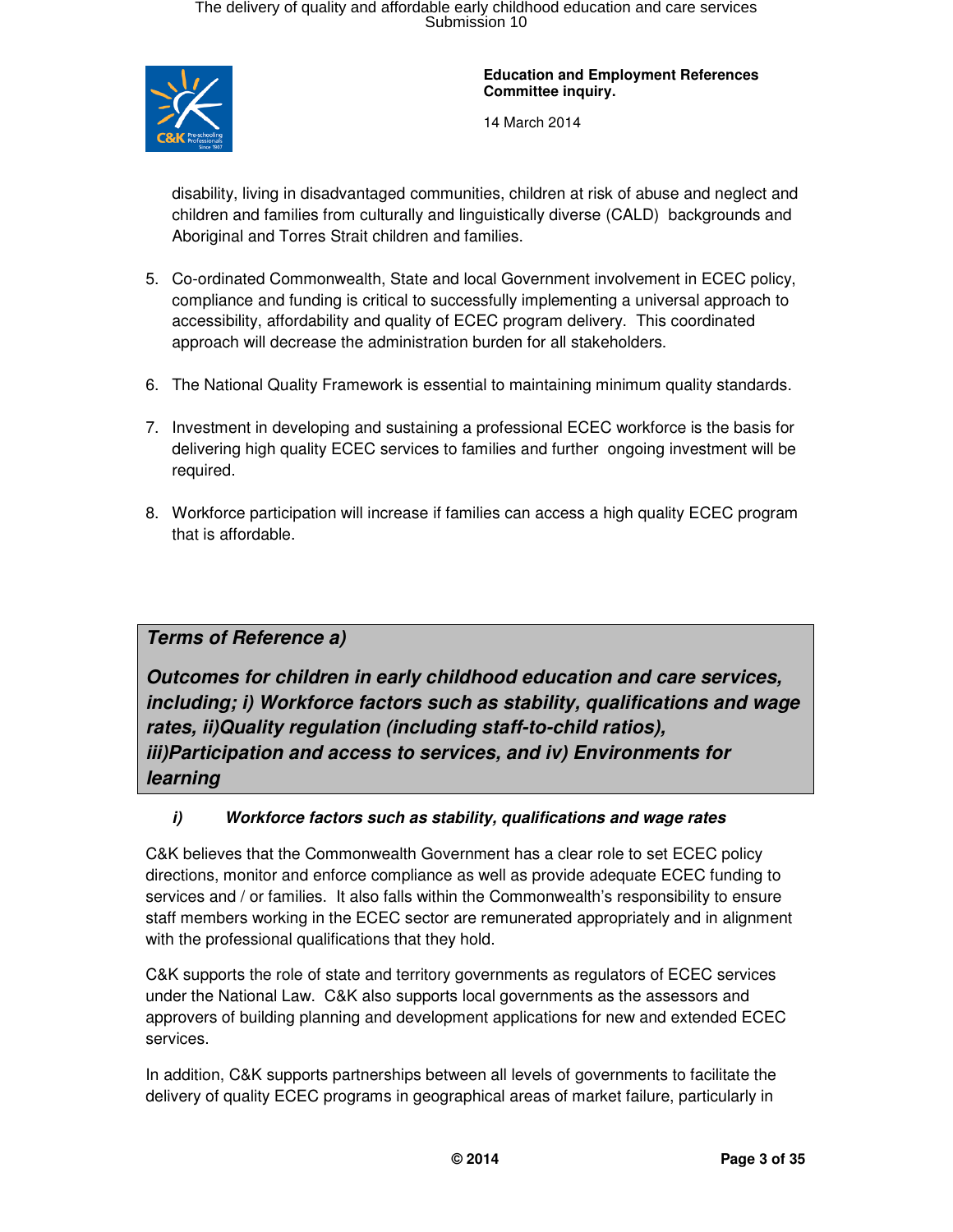disability, living in disadvantaged communities, children at risk of abuse and neglect and children and families from culturally and linguistically diverse (CALD) backgrounds and Aboriginal and Torres Strait children and families.

5. Co-ordinated Commonwealth, State and local Government involvement in ECEC policy, compliance and funding is critical to successfully implementing a universal approach to accessibility, affordability and quality of ECEC program delivery. This coordinated approach will decrease the administration burden for all stakeholders.

6. The National Quality Framework is essential to maintaining minimum quality standards.

7. Investment in developing and sustaining a professional ECEC workforce is the basis for delivering high quality ECEC services to families and further ongoing investment will be required.

8. Workforce participation will increase if families can access a high quality ECEC program that is affordable.

## *Terms of Reference a)*

## *Outcomes for children in early childhood education and care services, including; i) Workforce factors such as stability, qualifications and wage rates, ii)Quality regulation (including staff-to-child ratios), iii)Participation and access to services, and iv) Environments for learning*

### *i) Workforce factors such as stability, qualifications and wage rates*

C&K believes that the Commonwealth Government has a clear role to set ECEC policy directions, monitor and enforce compliance as well as provide adequate ECEC funding to services and / or families. It also falls within the Commonwealth's responsibility to ensure staff members working in the ECEC sector are remunerated appropriately and in alignment with the professional qualifications that they hold.

C&K supports the role of state and territory governments as regulators of ECEC services under the National Law. C&K also supports local governments as the assessors and approvers of building planning and development applications for new and extended ECEC services.

In addition, C&K supports partnerships between all levels of governments to facilitate the delivery of quality ECEC programs in geographical areas of market failure, particularly in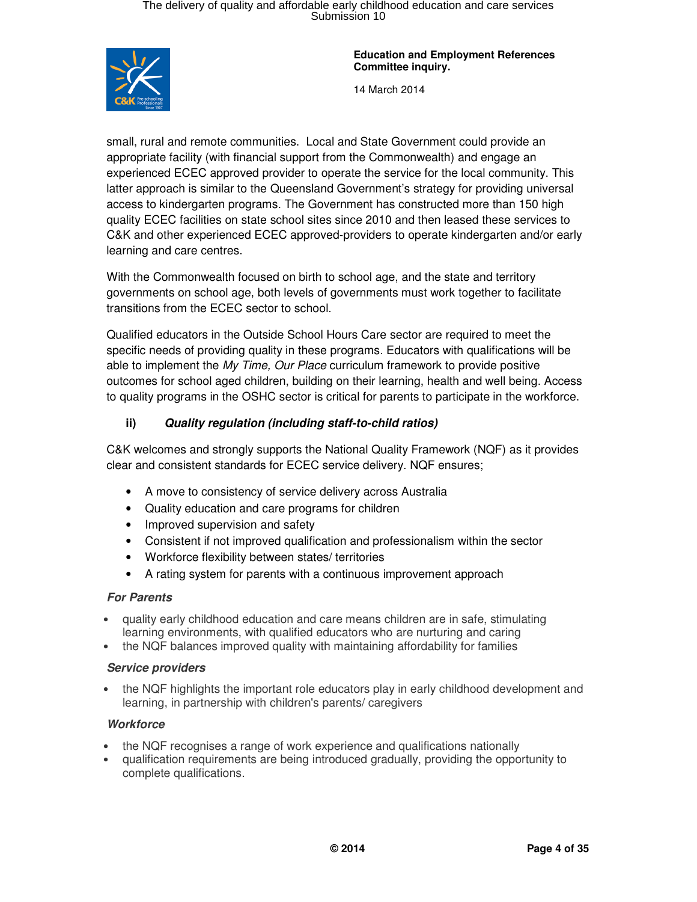small, rural and remote communities. Local and State Government could provide an appropriate facility (with financial support from the Commonwealth) and engage an experienced ECEC approved provider to operate the service for the local community. This latter approach is similar to the Queensland Government's strategy for providing universal access to kindergarten programs. The Government has constructed more than 150 high quality ECEC facilities on state school sites since 2010 and then leased these services to C&K and other experienced ECEC approved-providers to operate kindergarten and/or early learning and care centres.

With the Commonwealth focused on birth to school age, and the state and territory governments on school age, both levels of governments must work together to facilitate transitions from the ECEC sector to school.

Qualified educators in the Outside School Hours Care sector are required to meet the specific needs of providing quality in these programs. Educators with qualifications will be able to implement the *My Time, Our Place* curriculum framework to provide positive outcomes for school aged children, building on their learning, health and well being. Access to quality programs in the OSHC sector is critical for parents to participate in the workforce.

### ii) *Quality regulation (including staff-to-child ratios)*

C&K welcomes and strongly supports the National Quality Framework (NQF) as it provides clear and consistent standards for ECEC service delivery. NQF ensures;

- A move to consistency of service delivery across Australia
- Quality education and care programs for children
- Improved supervision and safety
- Consistent if not improved qualification and professionalism within the sector
- Workforce flexibility between states/ territories
- A rating system for parents with a continuous improvement approach

#### *For Parents*

- quality early childhood education and care means children are in safe, stimulating learning environments, with qualified educators who are nurturing and caring
- the NQF balances improved quality with maintaining affordability for families

#### *Service providers*

- the NQF highlights the important role educators play in early childhood development and learning, in partnership with children's parents/ caregivers

#### *Workforce*

- the NQF recognises a range of work experience and qualifications nationally
- qualification requirements are being introduced gradually, providing the opportunity to complete qualifications.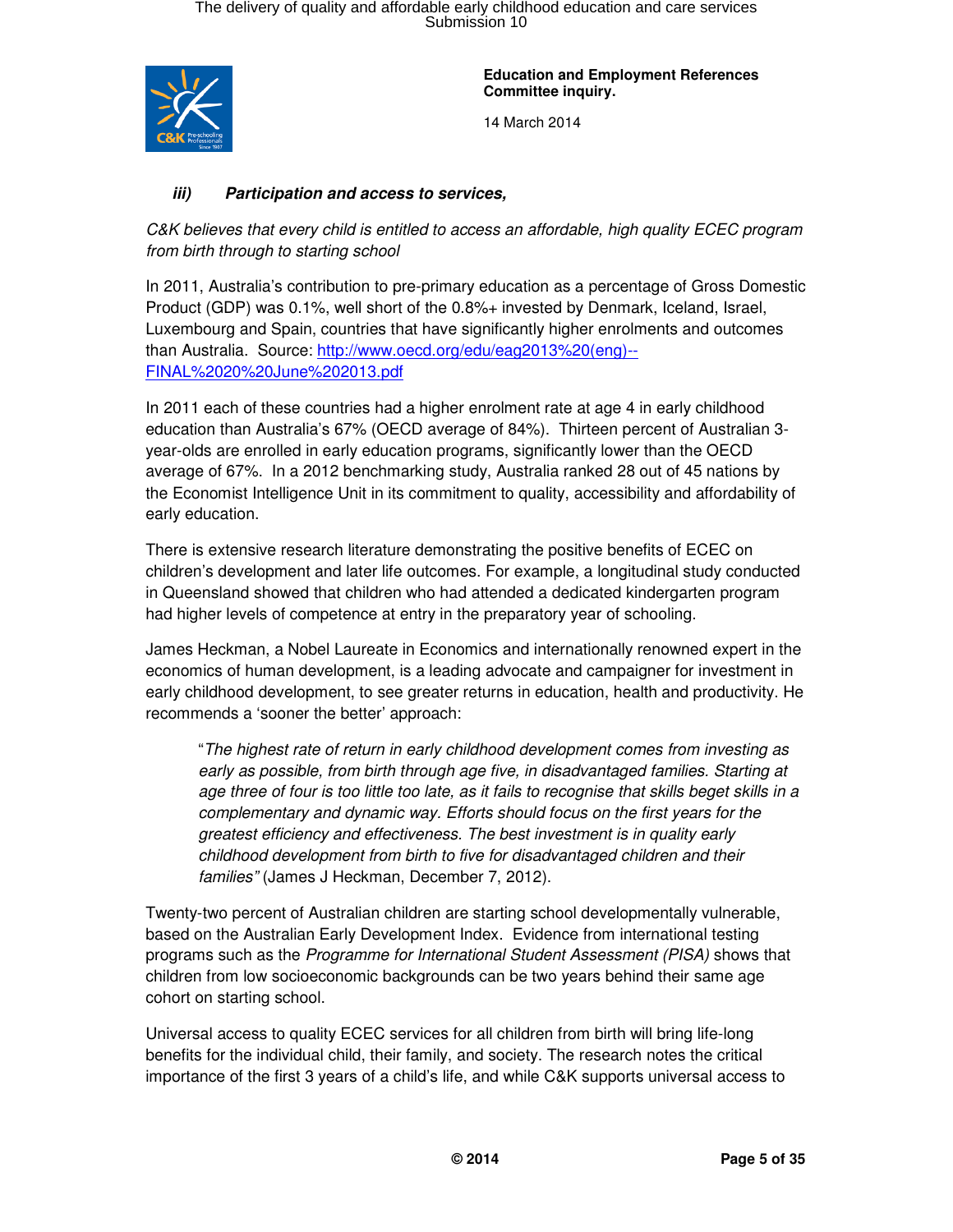**Education and Employment References Committee inquiry.**

14 March 2014

***iii) Participation and access to services,***

*C&K believes that every child is entitled to access an affordable, high quality ECEC program from birth through to starting school*

In 2011, Australia's contribution to pre-primary education as a percentage of Gross Domestic Product (GDP) was 0.1%, well short of the 0.8%+ invested by Denmark, Iceland, Israel, Luxembourg and Spain, countries that have significantly higher enrolments and outcomes than Australia. Source: [http://www.oecd.org/edu/eag2013%20(eng)--FINAL%2020%20June%202013.pdf](http://www.oecd.org/edu/eag2013%20(eng)--FINAL%2020%20June%202013.pdf)

In 2011 each of these countries had a higher enrolment rate at age 4 in early childhood education than Australia's 67% (OECD average of 84%). Thirteen percent of Australian 3-year-olds are enrolled in early education programs, significantly lower than the OECD average of 67%. In a 2012 benchmarking study, Australia ranked 28 out of 45 nations by the Economist Intelligence Unit in its commitment to quality, accessibility and affordability of early education.

There is extensive research literature demonstrating the positive benefits of ECEC on children's development and later life outcomes. For example, a longitudinal study conducted in Queensland showed that children who had attended a dedicated kindergarten program had higher levels of competence at entry in the preparatory year of schooling.

James Heckman, a Nobel Laureate in Economics and internationally renowned expert in the economics of human development, is a leading advocate and campaigner for investment in early childhood development, to see greater returns in education, health and productivity. He recommends a 'sooner the better' approach:

> "*The highest rate of return in early childhood development comes from investing as early as possible, from birth through age five, in disadvantaged families. Starting at age three of four is too little too late, as it fails to recognise that skills beget skills in a complementary and dynamic way. Efforts should focus on the first years for the greatest efficiency and effectiveness. The best investment is in quality early childhood development from birth to five for disadvantaged children and their families"* (James J Heckman, December 7, 2012).

Twenty-two percent of Australian children are starting school developmentally vulnerable, based on the Australian Early Development Index. Evidence from international testing programs such as the *Programme for International Student Assessment (PISA)* shows that children from low socioeconomic backgrounds can be two years behind their same age cohort on starting school.

Universal access to quality ECEC services for all children from birth will bring life-long benefits for the individual child, their family, and society. The research notes the critical importance of the first 3 years of a child's life, and while C&K supports universal access to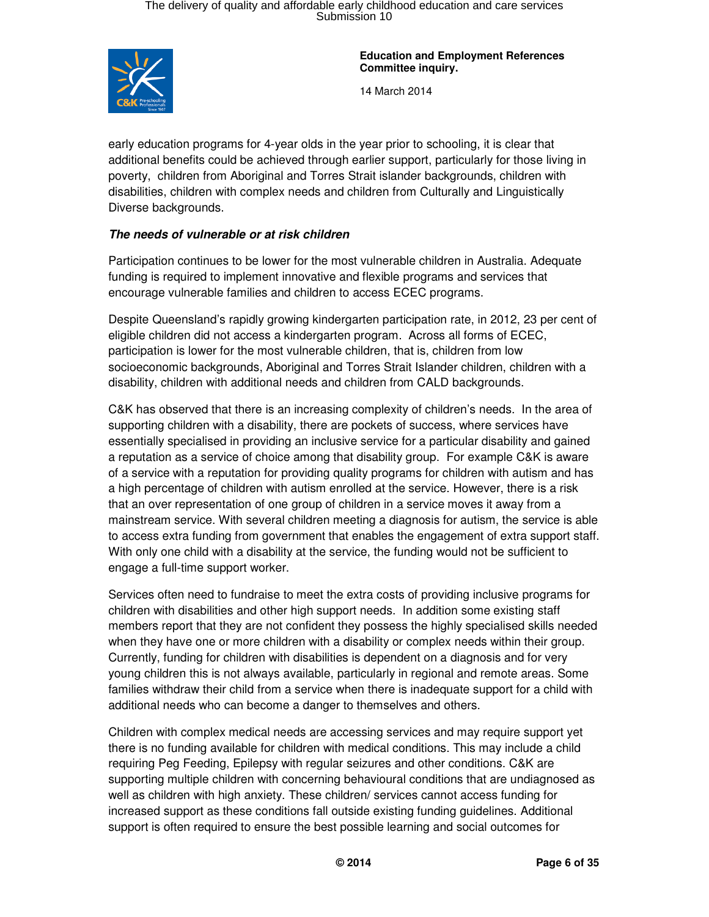early education programs for 4-year olds in the year prior to schooling, it is clear that additional benefits could be achieved through earlier support, particularly for those living in poverty, children from Aboriginal and Torres Strait islander backgrounds, children with disabilities, children with complex needs and children from Culturally and Linguistically Diverse backgrounds.

***The needs of vulnerable or at risk children***

Participation continues to be lower for the most vulnerable children in Australia. Adequate funding is required to implement innovative and flexible programs and services that encourage vulnerable families and children to access ECEC programs.

Despite Queensland's rapidly growing kindergarten participation rate, in 2012, 23 per cent of eligible children did not access a kindergarten program. Across all forms of ECEC, participation is lower for the most vulnerable children, that is, children from low socioeconomic backgrounds, Aboriginal and Torres Strait Islander children, children with a disability, children with additional needs and children from CALD backgrounds.

C&K has observed that there is an increasing complexity of children's needs. In the area of supporting children with a disability, there are pockets of success, where services have essentially specialised in providing an inclusive service for a particular disability and gained a reputation as a service of choice among that disability group. For example C&K is aware of a service with a reputation for providing quality programs for children with autism and has a high percentage of children with autism enrolled at the service. However, there is a risk that an over representation of one group of children in a service moves it away from a mainstream service. With several children meeting a diagnosis for autism, the service is able to access extra funding from government that enables the engagement of extra support staff. With only one child with a disability at the service, the funding would not be sufficient to engage a full-time support worker.

Services often need to fundraise to meet the extra costs of providing inclusive programs for children with disabilities and other high support needs. In addition some existing staff members report that they are not confident they possess the highly specialised skills needed when they have one or more children with a disability or complex needs within their group. Currently, funding for children with disabilities is dependent on a diagnosis and for very young children this is not always available, particularly in regional and remote areas. Some families withdraw their child from a service when there is inadequate support for a child with additional needs who can become a danger to themselves and others.

Children with complex medical needs are accessing services and may require support yet there is no funding available for children with medical conditions. This may include a child requiring Peg Feeding, Epilepsy with regular seizures and other conditions. C&K are supporting multiple children with concerning behavioural conditions that are undiagnosed as well as children with high anxiety. These children/ services cannot access funding for increased support as these conditions fall outside existing funding guidelines. Additional support is often required to ensure the best possible learning and social outcomes for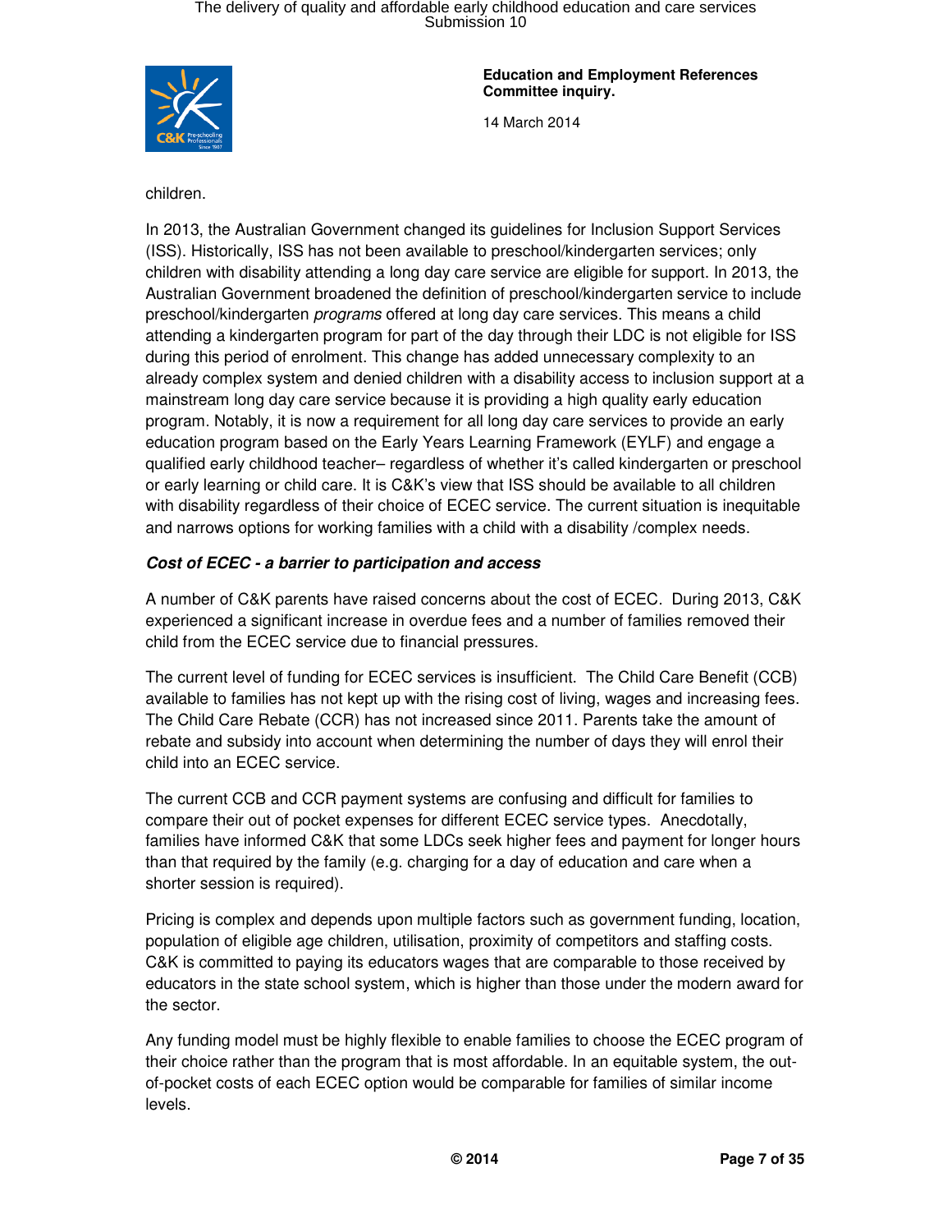children.

In 2013, the Australian Government changed its guidelines for Inclusion Support Services (ISS). Historically, ISS has not been available to preschool/kindergarten services; only children with disability attending a long day care service are eligible for support. In 2013, the Australian Government broadened the definition of preschool/kindergarten service to include preschool/kindergarten *programs* offered at long day care services. This means a child attending a kindergarten program for part of the day through their LDC is not eligible for ISS during this period of enrolment. This change has added unnecessary complexity to an already complex system and denied children with a disability access to inclusion support at a mainstream long day care service because it is providing a high quality early education program. Notably, it is now a requirement for all long day care services to provide an early education program based on the Early Years Learning Framework (EYLF) and engage a qualified early childhood teacher– regardless of whether it's called kindergarten or preschool or early learning or child care. It is C&K's view that ISS should be available to all children with disability regardless of their choice of ECEC service. The current situation is inequitable and narrows options for working families with a child with a disability /complex needs.

***Cost of ECEC - a barrier to participation and access***

A number of C&K parents have raised concerns about the cost of ECEC. During 2013, C&K experienced a significant increase in overdue fees and a number of families removed their child from the ECEC service due to financial pressures.

The current level of funding for ECEC services is insufficient. The Child Care Benefit (CCB) available to families has not kept up with the rising cost of living, wages and increasing fees. The Child Care Rebate (CCR) has not increased since 2011. Parents take the amount of rebate and subsidy into account when determining the number of days they will enrol their child into an ECEC service.

The current CCB and CCR payment systems are confusing and difficult for families to compare their out of pocket expenses for different ECEC service types. Anecdotally, families have informed C&K that some LDCs seek higher fees and payment for longer hours than that required by the family (e.g. charging for a day of education and care when a shorter session is required).

Pricing is complex and depends upon multiple factors such as government funding, location, population of eligible age children, utilisation, proximity of competitors and staffing costs. C&K is committed to paying its educators wages that are comparable to those received by educators in the state school system, which is higher than those under the modern award for the sector.

Any funding model must be highly flexible to enable families to choose the ECEC program of their choice rather than the program that is most affordable. In an equitable system, the out-of-pocket costs of each ECEC option would be comparable for families of similar income levels.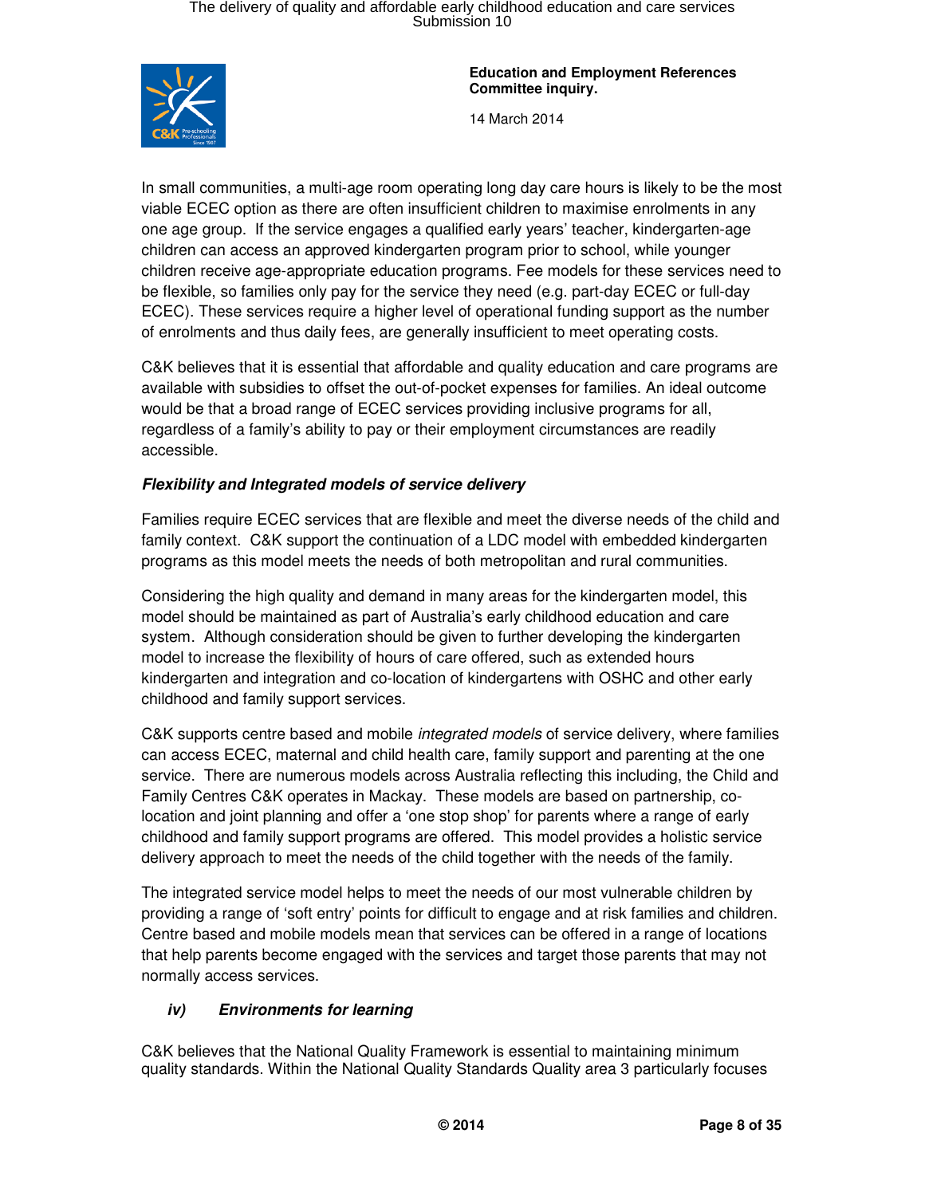In small communities, a multi-age room operating long day care hours is likely to be the most viable ECEC option as there are often insufficient children to maximise enrolments in any one age group. If the service engages a qualified early years' teacher, kindergarten-age children can access an approved kindergarten program prior to school, while younger children receive age-appropriate education programs. Fee models for these services need to be flexible, so families only pay for the service they need (e.g. part-day ECEC or full-day ECEC). These services require a higher level of operational funding support as the number of enrolments and thus daily fees, are generally insufficient to meet operating costs.

C&K believes that it is essential that affordable and quality education and care programs are available with subsidies to offset the out-of-pocket expenses for families. An ideal outcome would be that a broad range of ECEC services providing inclusive programs for all, regardless of a family's ability to pay or their employment circumstances are readily accessible.

***Flexibility and Integrated models of service delivery***

Families require ECEC services that are flexible and meet the diverse needs of the child and family context. C&K support the continuation of a LDC model with embedded kindergarten programs as this model meets the needs of both metropolitan and rural communities.

Considering the high quality and demand in many areas for the kindergarten model, this model should be maintained as part of Australia's early childhood education and care system. Although consideration should be given to further developing the kindergarten model to increase the flexibility of hours of care offered, such as extended hours kindergarten and integration and co-location of kindergartens with OSHC and other early childhood and family support services.

C&K supports centre based and mobile *integrated models* of service delivery, where families can access ECEC, maternal and child health care, family support and parenting at the one service. There are numerous models across Australia reflecting this including, the Child and Family Centres C&K operates in Mackay. These models are based on partnership, co-location and joint planning and offer a 'one stop shop' for parents where a range of early childhood and family support programs are offered. This model provides a holistic service delivery approach to meet the needs of the child together with the needs of the family.

The integrated service model helps to meet the needs of our most vulnerable children by providing a range of 'soft entry' points for difficult to engage and at risk families and children. Centre based and mobile models mean that services can be offered in a range of locations that help parents become engaged with the services and target those parents that may not normally access services.

***iv) Environments for learning***

C&K believes that the National Quality Framework is essential to maintaining minimum quality standards. Within the National Quality Standards Quality area 3 particularly focuses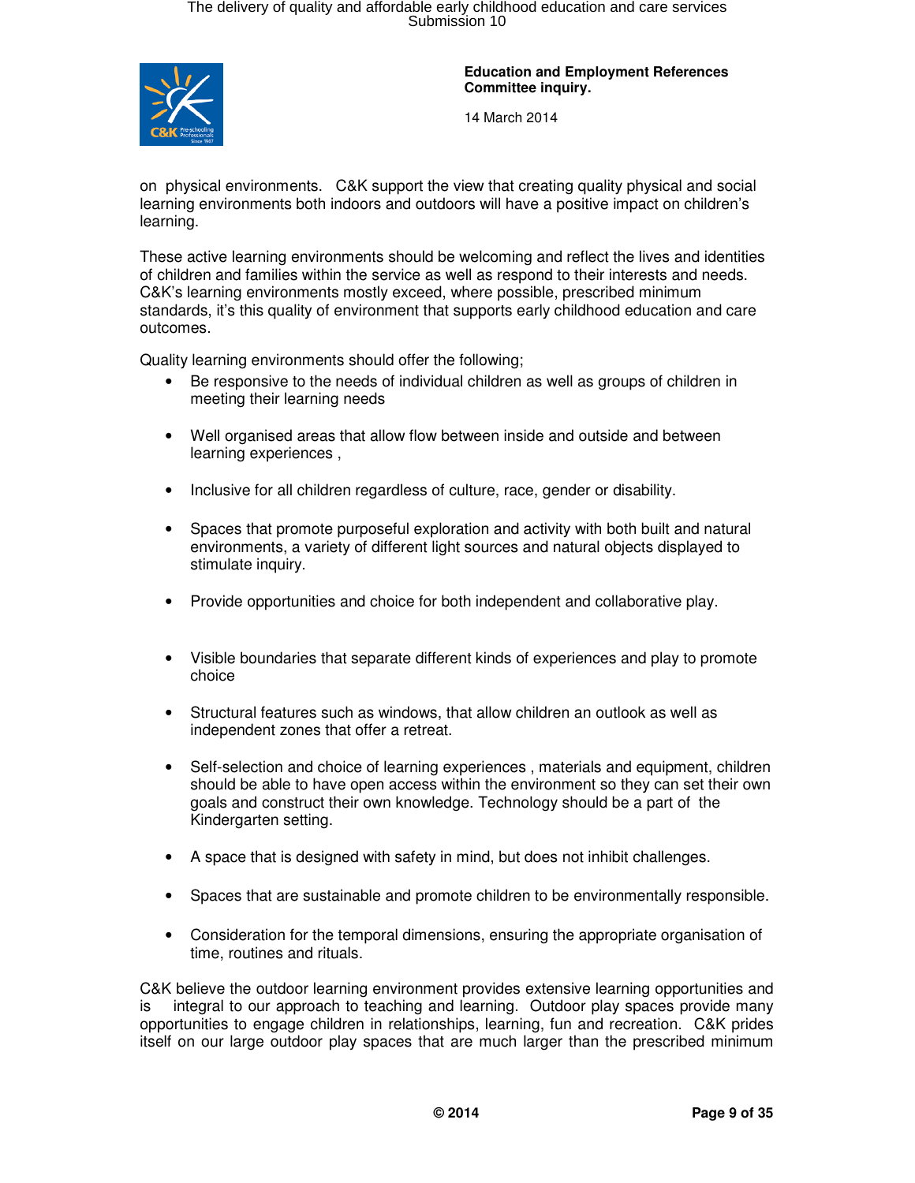on physical environments. C&K support the view that creating quality physical and social learning environments both indoors and outdoors will have a positive impact on children's learning.

These active learning environments should be welcoming and reflect the lives and identities of children and families within the service as well as respond to their interests and needs. C&K's learning environments mostly exceed, where possible, prescribed minimum standards, it's this quality of environment that supports early childhood education and care outcomes.

Quality learning environments should offer the following;

- Be responsive to the needs of individual children as well as groups of children in meeting their learning needs
- Well organised areas that allow flow between inside and outside and between learning experiences ,
- Inclusive for all children regardless of culture, race, gender or disability.
- Spaces that promote purposeful exploration and activity with both built and natural environments, a variety of different light sources and natural objects displayed to stimulate inquiry.
- Provide opportunities and choice for both independent and collaborative play.
- Visible boundaries that separate different kinds of experiences and play to promote choice
- Structural features such as windows, that allow children an outlook as well as independent zones that offer a retreat.
- Self-selection and choice of learning experiences , materials and equipment, children should be able to have open access within the environment so they can set their own goals and construct their own knowledge. Technology should be a part of the Kindergarten setting.
- A space that is designed with safety in mind, but does not inhibit challenges.
- Spaces that are sustainable and promote children to be environmentally responsible.
- Consideration for the temporal dimensions, ensuring the appropriate organisation of time, routines and rituals.

C&K believe the outdoor learning environment provides extensive learning opportunities and is integral to our approach to teaching and learning. Outdoor play spaces provide many opportunities to engage children in relationships, learning, fun and recreation. C&K prides itself on our large outdoor play spaces that are much larger than the prescribed minimum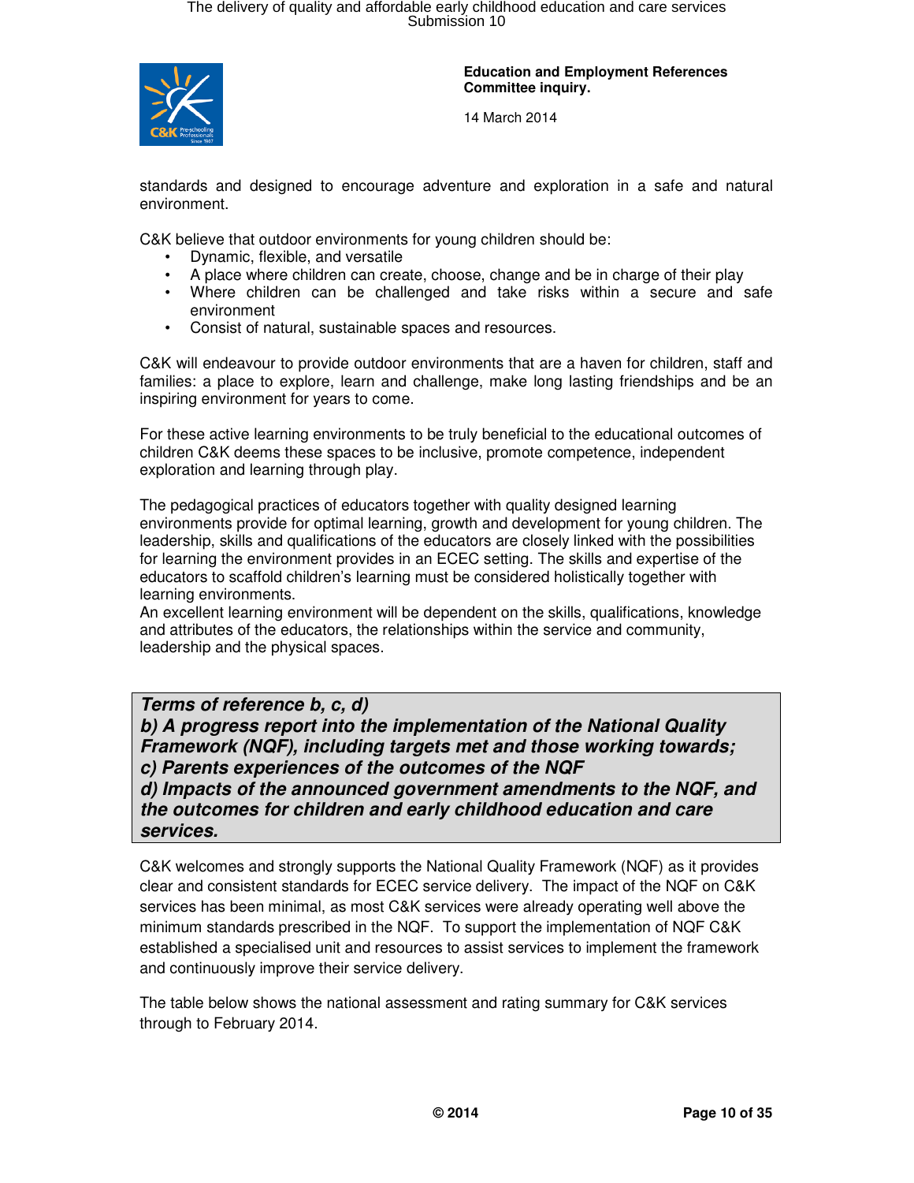standards and designed to encourage adventure and exploration in a safe and natural environment.

C&K believe that outdoor environments for young children should be:

- Dynamic, flexible, and versatile
- A place where children can create, choose, change and be in charge of their play
- Where children can be challenged and take risks within a secure and safe environment
- Consist of natural, sustainable spaces and resources.

C&K will endeavour to provide outdoor environments that are a haven for children, staff and families: a place to explore, learn and challenge, make long lasting friendships and be an inspiring environment for years to come.

For these active learning environments to be truly beneficial to the educational outcomes of children C&K deems these spaces to be inclusive, promote competence, independent exploration and learning through play.

The pedagogical practices of educators together with quality designed learning environments provide for optimal learning, growth and development for young children. The leadership, skills and qualifications of the educators are closely linked with the possibilities for learning the environment provides in an ECEC setting. The skills and expertise of the educators to scaffold children's learning must be considered holistically together with learning environments.
An excellent learning environment will be dependent on the skills, qualifications, knowledge and attributes of the educators, the relationships within the service and community, leadership and the physical spaces.

***Terms of reference b, c, d)***
***b) A progress report into the implementation of the National Quality Framework (NQF), including targets met and those working towards;***
***c) Parents experiences of the outcomes of the NQF***
***d) Impacts of the announced government amendments to the NQF, and the outcomes for children and early childhood education and care services.***

C&K welcomes and strongly supports the National Quality Framework (NQF) as it provides clear and consistent standards for ECEC service delivery. The impact of the NQF on C&K services has been minimal, as most C&K services were already operating well above the minimum standards prescribed in the NQF. To support the implementation of NQF C&K established a specialised unit and resources to assist services to implement the framework and continuously improve their service delivery.

The table below shows the national assessment and rating summary for C&K services through to February 2014.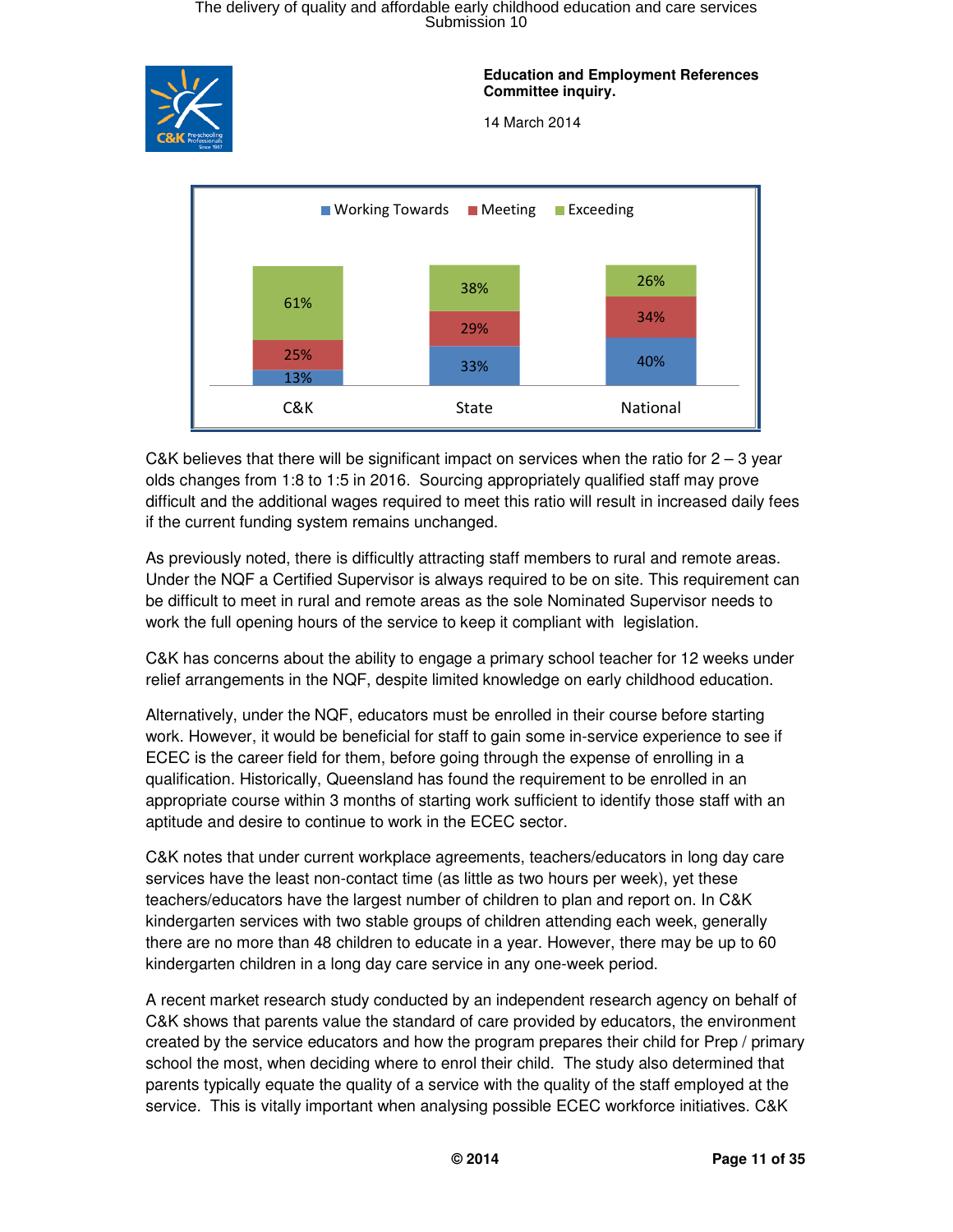**Education and Employment References Committee inquiry.**

14 March 2014

| | Working Towards | Meeting | Exceeding |
|---|---|---|---|
| C&K | 13% | 25% | 61% |
| State | 33% | 29% | 38% |
| National | 40% | 34% | 26% |

C&K believes that there will be significant impact on services when the ratio for 2 – 3 year olds changes from 1:8 to 1:5 in 2016. Sourcing appropriately qualified staff may prove difficult and the additional wages required to meet this ratio will result in increased daily fees if the current funding system remains unchanged.

As previously noted, there is difficultly attracting staff members to rural and remote areas. Under the NQF a Certified Supervisor is always required to be on site. This requirement can be difficult to meet in rural and remote areas as the sole Nominated Supervisor needs to work the full opening hours of the service to keep it compliant with legislation.

C&K has concerns about the ability to engage a primary school teacher for 12 weeks under relief arrangements in the NQF, despite limited knowledge on early childhood education.

Alternatively, under the NQF, educators must be enrolled in their course before starting work. However, it would be beneficial for staff to gain some in-service experience to see if ECEC is the career field for them, before going through the expense of enrolling in a qualification. Historically, Queensland has found the requirement to be enrolled in an appropriate course within 3 months of starting work sufficient to identify those staff with an aptitude and desire to continue to work in the ECEC sector.

C&K notes that under current workplace agreements, teachers/educators in long day care services have the least non-contact time (as little as two hours per week), yet these teachers/educators have the largest number of children to plan and report on. In C&K kindergarten services with two stable groups of children attending each week, generally there are no more than 48 children to educate in a year. However, there may be up to 60 kindergarten children in a long day care service in any one-week period.

A recent market research study conducted by an independent research agency on behalf of C&K shows that parents value the standard of care provided by educators, the environment created by the service educators and how the program prepares their child for Prep / primary school the most, when deciding where to enrol their child. The study also determined that parents typically equate the quality of a service with the quality of the staff employed at the service. This is vitally important when analysing possible ECEC workforce initiatives. C&K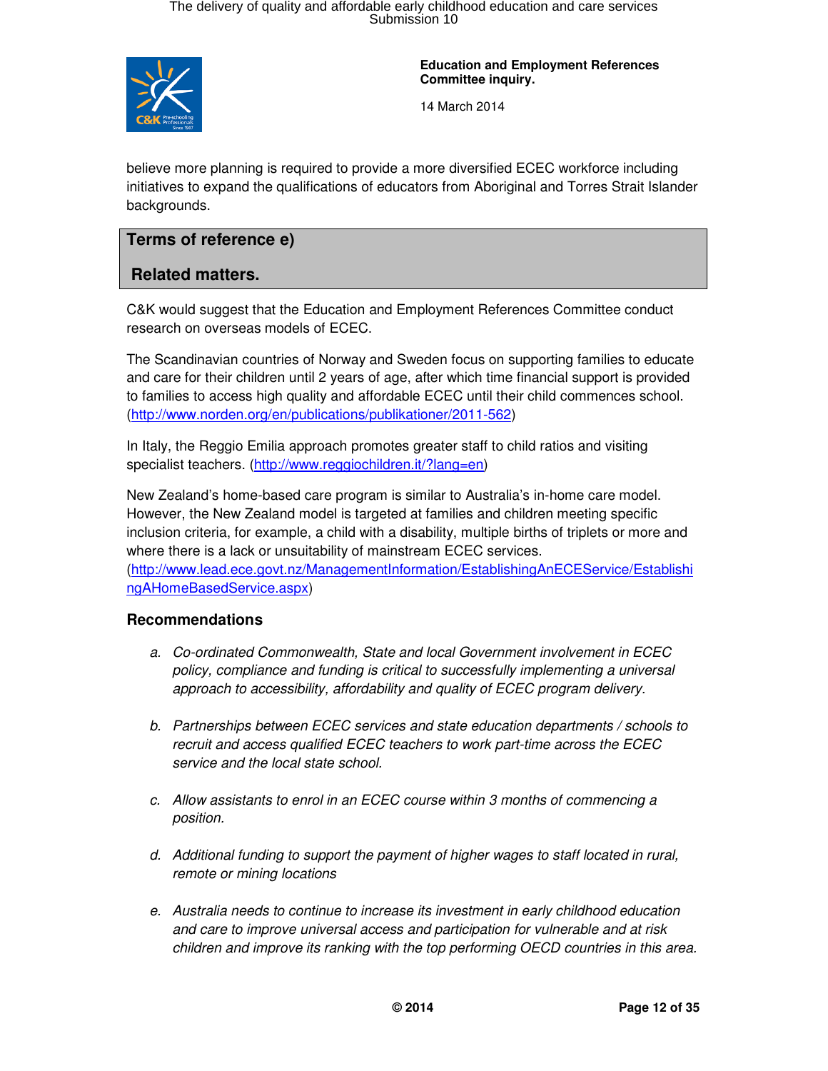believe more planning is required to provide a more diversified ECEC workforce including initiatives to expand the qualifications of educators from Aboriginal and Torres Strait Islander backgrounds.

## Terms of reference e)

## Related matters.

C&K would suggest that the Education and Employment References Committee conduct research on overseas models of ECEC.

The Scandinavian countries of Norway and Sweden focus on supporting families to educate and care for their children until 2 years of age, after which time financial support is provided to families to access high quality and affordable ECEC until their child commences school. (http://www.norden.org/en/publications/publikationer/2011-562)

In Italy, the Reggio Emilia approach promotes greater staff to child ratios and visiting specialist teachers. (http://www.reggiochildren.it/?lang=en)

New Zealand's home-based care program is similar to Australia's in-home care model. However, the New Zealand model is targeted at families and children meeting specific inclusion criteria, for example, a child with a disability, multiple births of triplets or more and where there is a lack or unsuitability of mainstream ECEC services. (http://www.lead.ece.govt.nz/ManagementInformation/EstablishingAnECEService/EstablishingAHomeBasedService.aspx)

### Recommendations

a. *Co-ordinated Commonwealth, State and local Government involvement in ECEC policy, compliance and funding is critical to successfully implementing a universal approach to accessibility, affordability and quality of ECEC program delivery.*

b. *Partnerships between ECEC services and state education departments / schools to recruit and access qualified ECEC teachers to work part-time across the ECEC service and the local state school.*

c. *Allow assistants to enrol in an ECEC course within 3 months of commencing a position.*

d. *Additional funding to support the payment of higher wages to staff located in rural, remote or mining locations*

e. *Australia needs to continue to increase its investment in early childhood education and care to improve universal access and participation for vulnerable and at risk children and improve its ranking with the top performing OECD countries in this area.*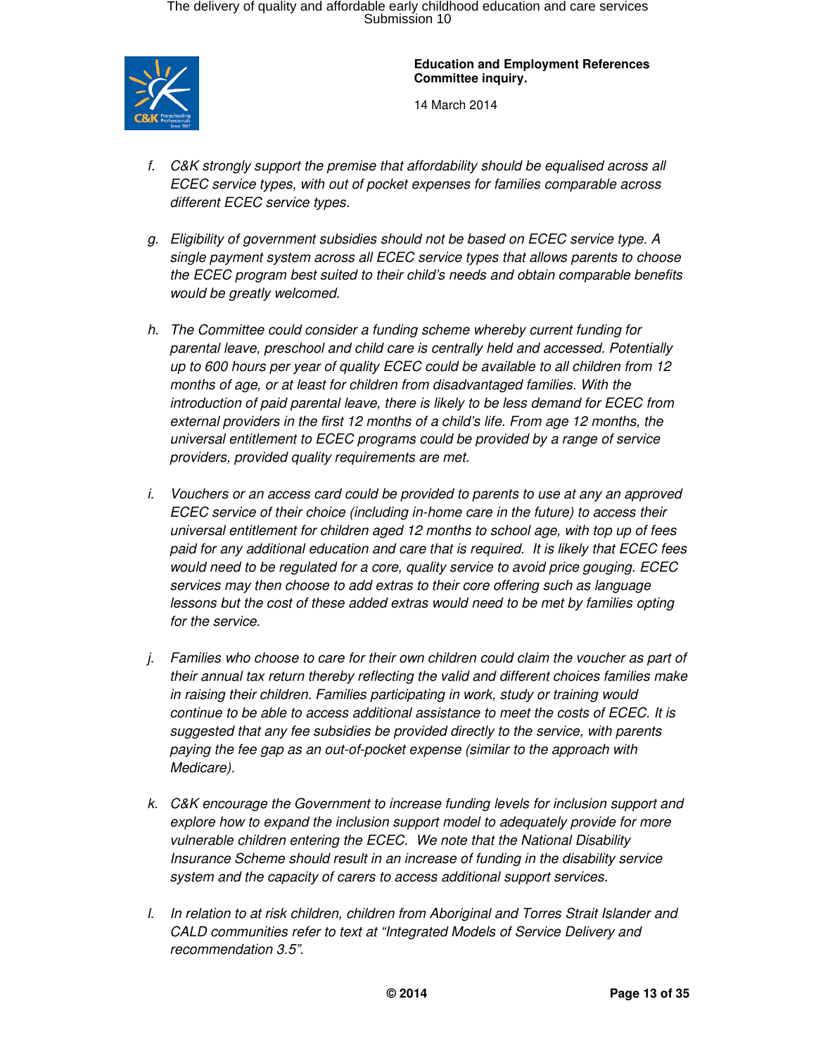f. *C&K strongly support the premise that affordability should be equalised across all ECEC service types, with out of pocket expenses for families comparable across different ECEC service types.*

g. *Eligibility of government subsidies should not be based on ECEC service type. A single payment system across all ECEC service types that allows parents to choose the ECEC program best suited to their child's needs and obtain comparable benefits would be greatly welcomed.*

h. *The Committee could consider a funding scheme whereby current funding for parental leave, preschool and child care is centrally held and accessed. Potentially up to 600 hours per year of quality ECEC could be available to all children from 12 months of age, or at least for children from disadvantaged families. With the introduction of paid parental leave, there is likely to be less demand for ECEC from external providers in the first 12 months of a child's life. From age 12 months, the universal entitlement to ECEC programs could be provided by a range of service providers, provided quality requirements are met.*

i. *Vouchers or an access card could be provided to parents to use at any an approved ECEC service of their choice (including in-home care in the future) to access their universal entitlement for children aged 12 months to school age, with top up of fees paid for any additional education and care that is required. It is likely that ECEC fees would need to be regulated for a core, quality service to avoid price gouging. ECEC services may then choose to add extras to their core offering such as language lessons but the cost of these added extras would need to be met by families opting for the service.*

j. *Families who choose to care for their own children could claim the voucher as part of their annual tax return thereby reflecting the valid and different choices families make in raising their children. Families participating in work, study or training would continue to be able to access additional assistance to meet the costs of ECEC. It is suggested that any fee subsidies be provided directly to the service, with parents paying the fee gap as an out-of-pocket expense (similar to the approach with Medicare).*

k. *C&K encourage the Government to increase funding levels for inclusion support and explore how to expand the inclusion support model to adequately provide for more vulnerable children entering the ECEC. We note that the National Disability Insurance Scheme should result in an increase of funding in the disability service system and the capacity of carers to access additional support services.*

l. *In relation to at risk children, children from Aboriginal and Torres Strait Islander and CALD communities refer to text at "Integrated Models of Service Delivery and recommendation 3.5".*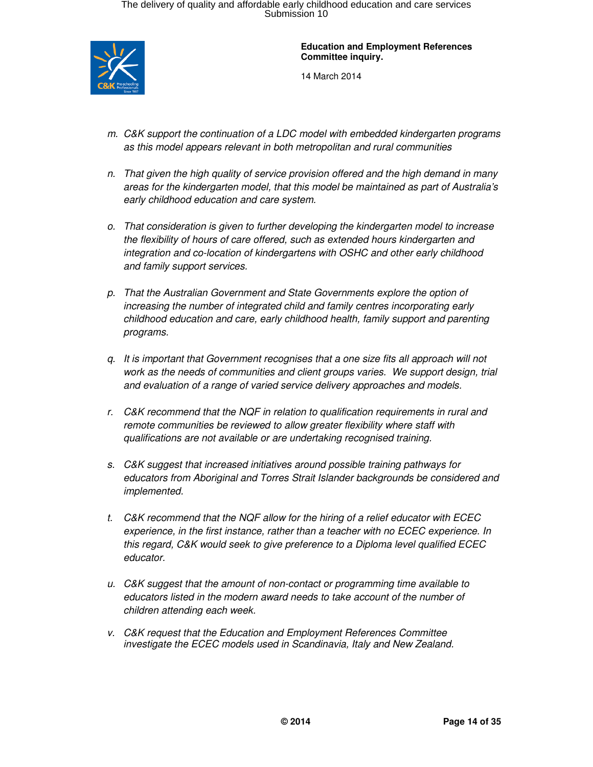*m. C&K support the continuation of a LDC model with embedded kindergarten programs as this model appears relevant in both metropolitan and rural communities*

*n. That given the high quality of service provision offered and the high demand in many areas for the kindergarten model, that this model be maintained as part of Australia's early childhood education and care system.*

*o. That consideration is given to further developing the kindergarten model to increase the flexibility of hours of care offered, such as extended hours kindergarten and integration and co-location of kindergartens with OSHC and other early childhood and family support services.*

*p. That the Australian Government and State Governments explore the option of increasing the number of integrated child and family centres incorporating early childhood education and care, early childhood health, family support and parenting programs.*

*q. It is important that Government recognises that a one size fits all approach will not work as the needs of communities and client groups varies. We support design, trial and evaluation of a range of varied service delivery approaches and models.*

*r. C&K recommend that the NQF in relation to qualification requirements in rural and remote communities be reviewed to allow greater flexibility where staff with qualifications are not available or are undertaking recognised training.*

*s. C&K suggest that increased initiatives around possible training pathways for educators from Aboriginal and Torres Strait Islander backgrounds be considered and implemented.*

*t. C&K recommend that the NQF allow for the hiring of a relief educator with ECEC experience, in the first instance, rather than a teacher with no ECEC experience. In this regard, C&K would seek to give preference to a Diploma level qualified ECEC educator.*

*u. C&K suggest that the amount of non-contact or programming time available to educators listed in the modern award needs to take account of the number of children attending each week.*

*v. C&K request that the Education and Employment References Committee investigate the ECEC models used in Scandinavia, Italy and New Zealand.*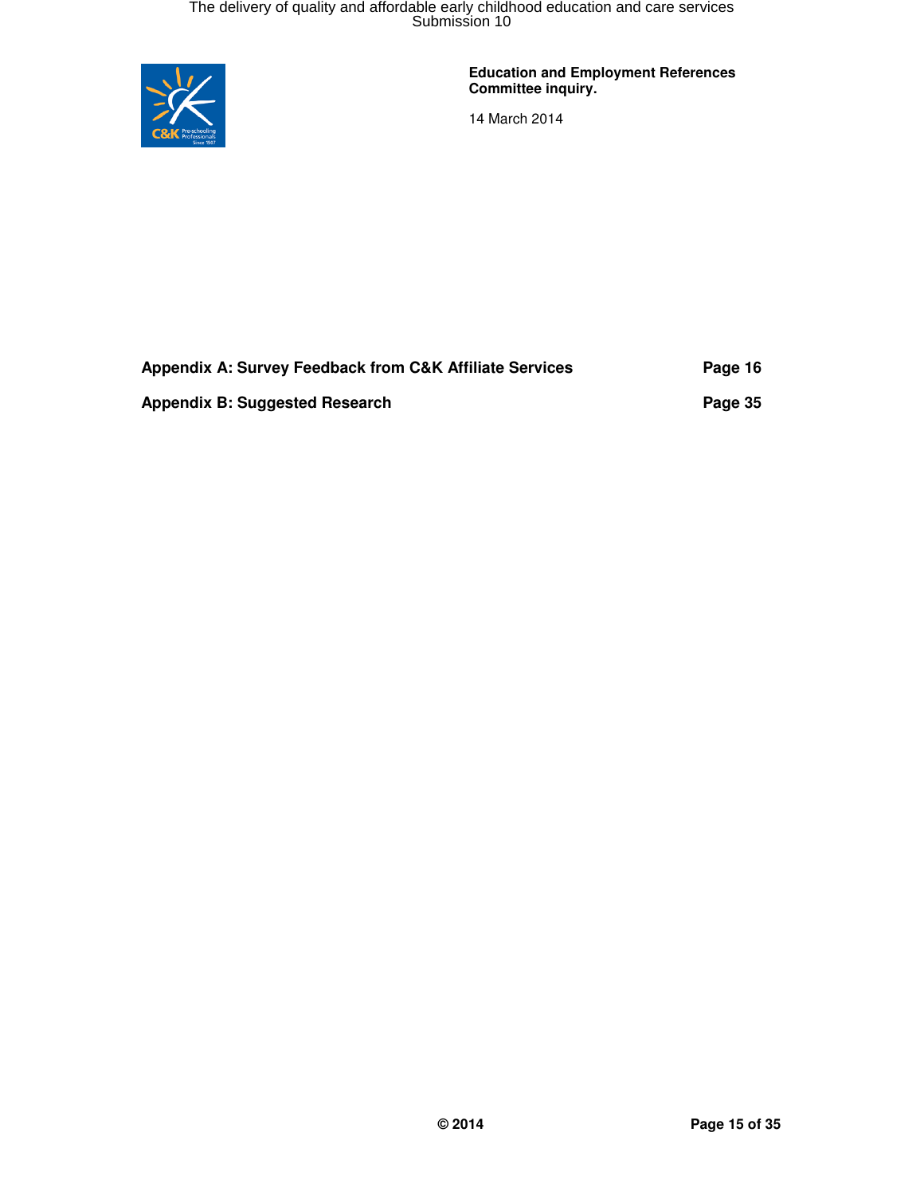**Education and Employment References Committee inquiry.**

14 March 2014

| | |
|---|---|
| **Appendix A: Survey Feedback from C&K Affiliate Services** | **Page 16** |
| **Appendix B: Suggested Research** | **Page 35** |

**© 2014**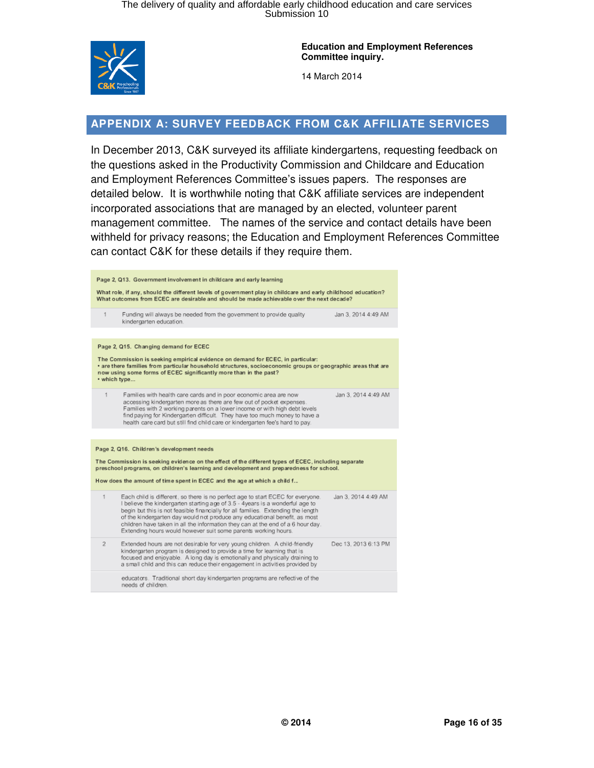**Education and Employment References Committee inquiry.**

14 March 2014

## APPENDIX A: SURVEY FEEDBACK FROM C&K AFFILIATE SERVICES

In December 2013, C&K surveyed its affiliate kindergartens, requesting feedback on the questions asked in the Productivity Commission and Childcare and Education and Employment References Committee's issues papers. The responses are detailed below. It is worthwhile noting that C&K affiliate services are independent incorporated associations that are managed by an elected, volunteer parent management committee. The names of the service and contact details have been withheld for privacy reasons; the Education and Employment References Committee can contact C&K for these details if they require them.

**Page 2, Q13. Government involvement in childcare and early learning**

**What role, if any, should the different levels of government play in childcare and early childhood education? What outcomes from ECEC are desirable and should be made achievable over the next decade?**

| # | Response | Date |
|---|---|---|
| 1 | Funding will always be needed from the government to provide quality kindergarten education. | Jan 3, 2014 4:49 AM |

**Page 2, Q15. Changing demand for ECEC**

**The Commission is seeking empirical evidence on demand for ECEC, in particular:**
- **are there families from particular household structures, socioeconomic groups or geographic areas that are now using some forms of ECEC significantly more than in the past?**
- **which type...**

| # | Response | Date |
|---|---|---|
| 1 | Families with health care cards and in poor economic area are now accessing kindergarten more as there are few out of pocket expenses. Families with 2 working parents on a lower income or with high debt levels find paying for Kindergarten difficult. They have too much money to have a health care card but still find child care or kindergarten fee's hard to pay. | Jan 3, 2014 4:49 AM |

**Page 2, Q16. Children's development needs**

**The Commission is seeking evidence on the effect of the different types of ECEC, including separate preschool programs, on children's learning and development and preparedness for school.**

**How does the amount of time spent in ECEC and the age at which a child f...**

| # | Response | Date |
|---|---|---|
| 1 | Each child is different, so there is no perfect age to start ECEC for everyone. I believe the kindergarten starting age of 3.5 - 4years is a wonderful age to begin but this is not feasible financially for all families. Extending the length of the kindergarten day would not produce any educational benefit, as most children have taken in all the information they can at the end of a 6 hour day. Extending hours would however suit some parents working hours. | Jan 3, 2014 4:49 AM |
| 2 | Extended hours are not desirable for very young children. A child-friendly kindergarten program is designed to provide a time for learning that is focused and enjoyable. A long day is emotionally and physically draining to a small child and this can reduce their engagement in activities provided by educators. Traditional short day kindergarten programs are reflective of the needs of children. | Dec 13, 2013 6:13 PM |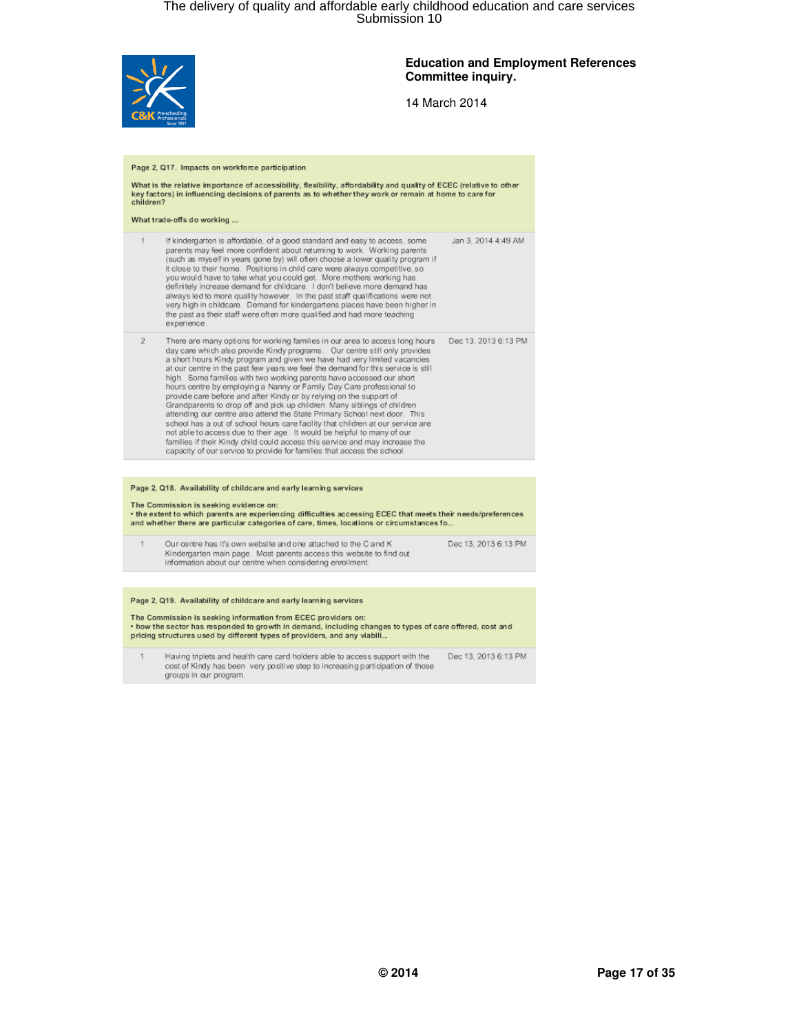**Education and Employment References Committee inquiry.**

14 March 2014

**Page 2, Q17. Impacts on workforce participation**

**What is the relative importance of accessibility, flexibility, affordability and quality of ECEC (relative to other key factors) in influencing decisions of parents as to whether they work or remain at home to care for children?**

**What trade-offs do working ...**

| # | Response | Date |
|---|---|---|
| 1 | If kindergarten is affordable, of a good standard and easy to access, some parents may feel more confident about returning to work. Working parents (such as myself in years gone by) will often choose a lower quality program if it close to their home. Positions in child care were always competitive, so you would have to take what you could get. More mothers working has definitely increase demand for childcare. I don't believe more demand has always led to more quality however. In the past staff qualifications were not very high in childcare. Demand for kindergartens places have been higher in the past as their staff were often more qualified and had more teaching experience. | Jan 3, 2014 4:49 AM |
| 2 | There are many options for working families in our area to access long hours day care which also provide Kindy programs. Our centre still only provides a short hours Kindy program and given we have had very limited vacancies at our centre in the past few years we feel the demand for this service is still high. Some families with two working parents have accessed our short hours centre by employing a Nanny or Family Day Care professional to provide care before and after Kindy or by relying on the support of Grandparents to drop off and pick up children. Many siblings of children attending our centre also attend the State Primary School next door. This school has a out of school hours care facility that children at our service are not able to access due to their age. It would be helpful to many of our families if their Kindy child could access this service and may increase the capacity of our service to provide for families that access the school. | Dec 13, 2013 6:13 PM |

**Page 2, Q18. Availability of childcare and early learning services**

**The Commission is seeking evidence on:**
**• the extent to which parents are experiencing difficulties accessing ECEC that meets their needs/preferences and whether there are particular categories of care, times, locations or circumstances fo...**

| # | Response | Date |
|---|---|---|
| 1 | Our centre has it's own website and one attached to the C and K Kindergarten main page. Most parents access this website to find out information about our centre when considering enrollment. | Dec 13, 2013 6:13 PM |

**Page 2, Q19. Availability of childcare and early learning services**

**The Commission is seeking information from ECEC providers on:**
**• how the sector has responded to growth in demand, including changes to types of care offered, cost and pricing structures used by different types of providers, and any viabili...**

| # | Response | Date |
|---|---|---|
| 1 | Having triplets and health care card holders able to access support with the cost of Kindy has been very positive step to increasing participation of those groups in our program. | Dec 13, 2013 6:13 PM |

© 2014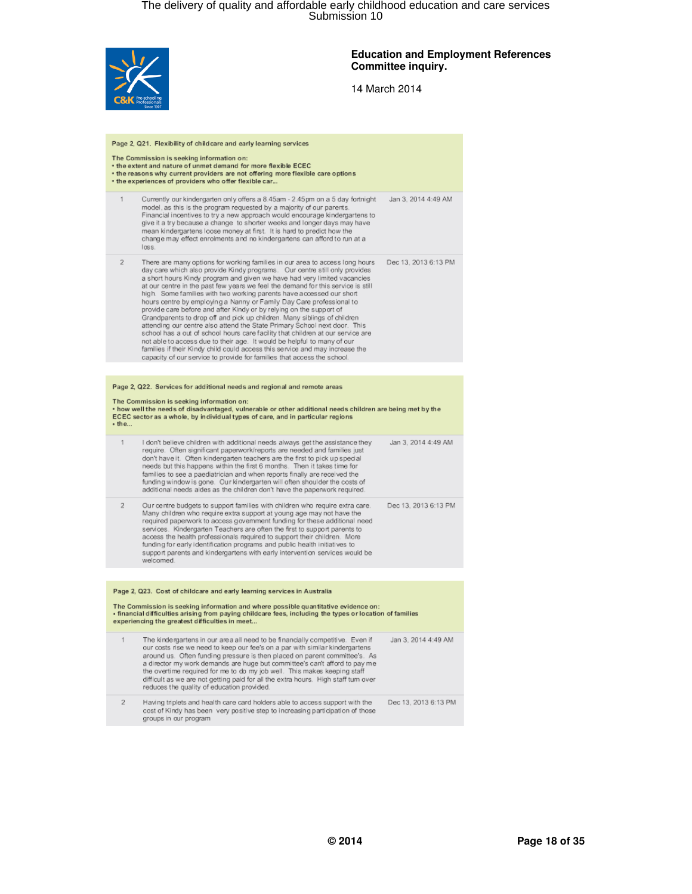**Education and Employment References Committee inquiry.**

14 March 2014

**Page 2, Q21. Flexibility of childcare and early learning services**

The Commission is seeking information on:
• the extent and nature of unmet demand for more flexible ECEC
• the reasons why current providers are not offering more flexible care options
• the experiences of providers who offer flexible car...

| # | Response | Date |
|---|---|---|
| 1 | Currently our kindergarten only offers a 8.45am - 2.45pm on a 5 day fortnight model, as this is the program requested by a majority of our parents. Financial incentives to try a new approach would encourage kindergartens to give it a try because a change to shorter weeks and longer days may have mean kindergartens loose money at first. It is hard to predict how the change may effect enrolments and no kindergartens can afford to run at a loss. | Jan 3, 2014 4:49 AM |
| 2 | There are many options for working families in our area to access long hours day care which also provide Kindy programs. Our centre still only provides a short hours Kindy program and given we have had very limited vacancies at our centre in the past few years we feel the demand for this service is still high. Some families with two working parents have accessed our short hours centre by employing a Nanny or Family Day Care professional to provide care before and after Kindy or by relying on the support of Grandparents to drop off and pick up children. Many siblings of children attending our centre also attend the State Primary School next door. This school has a out of school hours care facility that children at our service are not able to access due to their age. It would be helpful to many of our families if their Kindy child could access this service and may increase the capacity of our service to provide for families that access the school. | Dec 13, 2013 6:13 PM |

**Page 2, Q22. Services for additional needs and regional and remote areas**

The Commission is seeking information on:
• how well the needs of disadvantaged, vulnerable or other additional needs children are being met by the ECEC sector as a whole, by individual types of care, and in particular regions
• the...

| # | Response | Date |
|---|---|---|
| 1 | I don't believe children with additional needs always get the assistance they require. Often significant paperwork/reports are needed and families just don't have it. Often kindergarten teachers are the first to pick up special needs but this happens within the first 6 months. Then it takes time for families to see a paediatrician and when reports finally are received the funding window is gone. Our kindergarten will often shoulder the costs of additional needs aides as the children don't have the paperwork required. | Jan 3, 2014 4:49 AM |
| 2 | Our centre budgets to support families with children who require extra care. Many children who require extra support at young age may not have the required paperwork to access government funding for these additional need services. Kindergarten Teachers are often the first to support parents to access the health professionals required to support their children. More funding for early identification programs and public health initiatives to support parents and kindergartens with early intervention services would be welcomed. | Dec 13, 2013 6:13 PM |

**Page 2, Q23. Cost of childcare and early learning services in Australia**

The Commission is seeking information and where possible quantitative evidence on:
• financial difficulties arising from paying childcare fees, including the types or location of families experiencing the greatest difficulties in meet...

| # | Response | Date |
|---|---|---|
| 1 | The kindergartens in our area all need to be financially competitive. Even if our costs rise we need to keep our fee's on a par with similar kindergartens around us. Often funding pressure is then placed on parent committee's. As a director my work demands are huge but committee's can't afford to pay me the overtime required for me to do my job well. This makes keeping staff difficult as we are not getting paid for all the extra hours. High staff turn over reduces the quality of education provided. | Jan 3, 2014 4:49 AM |
| 2 | Having triplets and health care card holders able to access support with the cost of Kindy has been very positive step to increasing participation of those groups in our program | Dec 13, 2013 6:13 PM |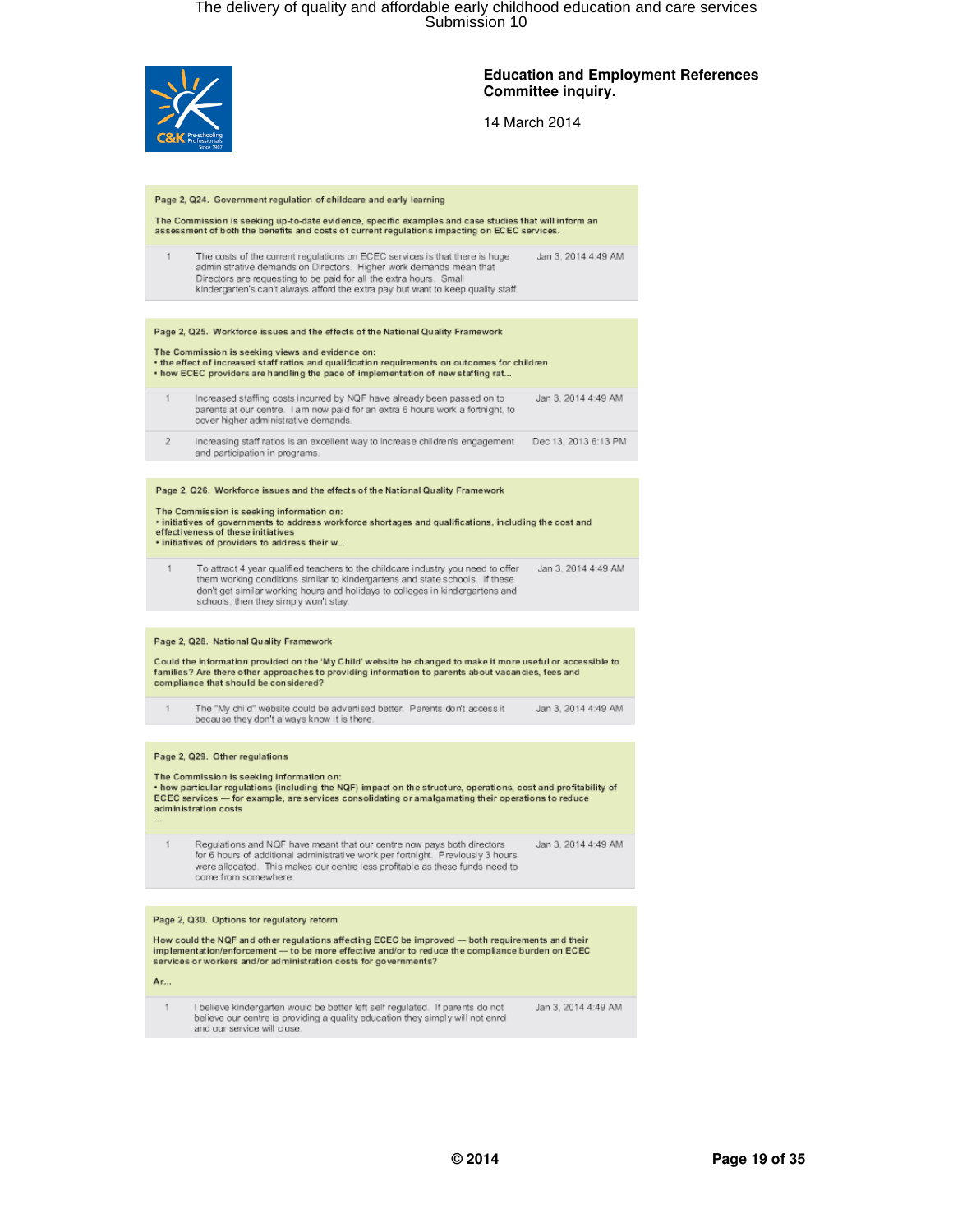**Education and Employment References Committee inquiry.**

14 March 2014

**Page 2, Q24. Government regulation of childcare and early learning**

**The Commission is seeking up-to-date evidence, specific examples and case studies that will inform an assessment of both the benefits and costs of current regulations impacting on ECEC services.**

| | | |
|---|---|---|
| 1 | The costs of the current regulations on ECEC services is that there is huge administrative demands on Directors. Higher work demands mean that Directors are requesting to be paid for all the extra hours. Small kindergarten's can't always afford the extra pay but want to keep quality staff. | Jan 3, 2014 4:49 AM |

**Page 2, Q25. Workforce issues and the effects of the National Quality Framework**

**The Commission is seeking views and evidence on:**
**• the effect of increased staff ratios and qualification requirements on outcomes for children**
**• how ECEC providers are handling the pace of implementation of new staffing rat...**

| | | |
|---|---|---|
| 1 | Increased staffing costs incurred by NQF have already been passed on to parents at our centre. I am now paid for an extra 6 hours work a fortnight, to cover higher administrative demands. | Jan 3, 2014 4:49 AM |
| 2 | Increasing staff ratios is an excellent way to increase children's engagement and participation in programs. | Dec 13, 2013 6:13 PM |

**Page 2, Q26. Workforce issues and the effects of the National Quality Framework**

**The Commission is seeking information on:**
**• initiatives of governments to address workforce shortages and qualifications, including the cost and effectiveness of these initiatives**
**• initiatives of providers to address their w...**

| | | |
|---|---|---|
| 1 | To attract 4 year qualified teachers to the childcare industry you need to offer them working conditions similar to kindergartens and state schools. If these don't get similar working hours and holidays to colleges in kindergartens and schools, then they simply won't stay. | Jan 3, 2014 4:49 AM |

**Page 2, Q28. National Quality Framework**

**Could the information provided on the 'My Child' website be changed to make it more useful or accessible to families? Are there other approaches to providing information to parents about vacancies, fees and compliance that should be considered?**

| | | |
|---|---|---|
| 1 | The "My child" website could be advertised better. Parents don't access it because they don't always know it is there. | Jan 3, 2014 4:49 AM |

**Page 2, Q29. Other regulations**

**The Commission is seeking information on:**
**• how particular regulations (including the NQF) impact on the structure, operations, cost and profitability of ECEC services — for example, are services consolidating or amalgamating their operations to reduce administration costs**
**...**

| | | |
|---|---|---|
| 1 | Regulations and NQF have meant that our centre now pays both directors for 6 hours of additional administrative work per fortnight. Previously 3 hours were allocated. This makes our centre less profitable as these funds need to come from somewhere. | Jan 3, 2014 4:49 AM |

**Page 2, Q30. Options for regulatory reform**

**How could the NQF and other regulations affecting ECEC be improved — both requirements and their implementation/enforcement — to be more effective and/or to reduce the compliance burden on ECEC services or workers and/or administration costs for governments?**

**Ar...**

| | | |
|---|---|---|
| 1 | I believe kindergarten would be better left self regulated. If parents do not believe our centre is providing a quality education they simply will not enrol and our service will close. | Jan 3, 2014 4:49 AM |

© 2014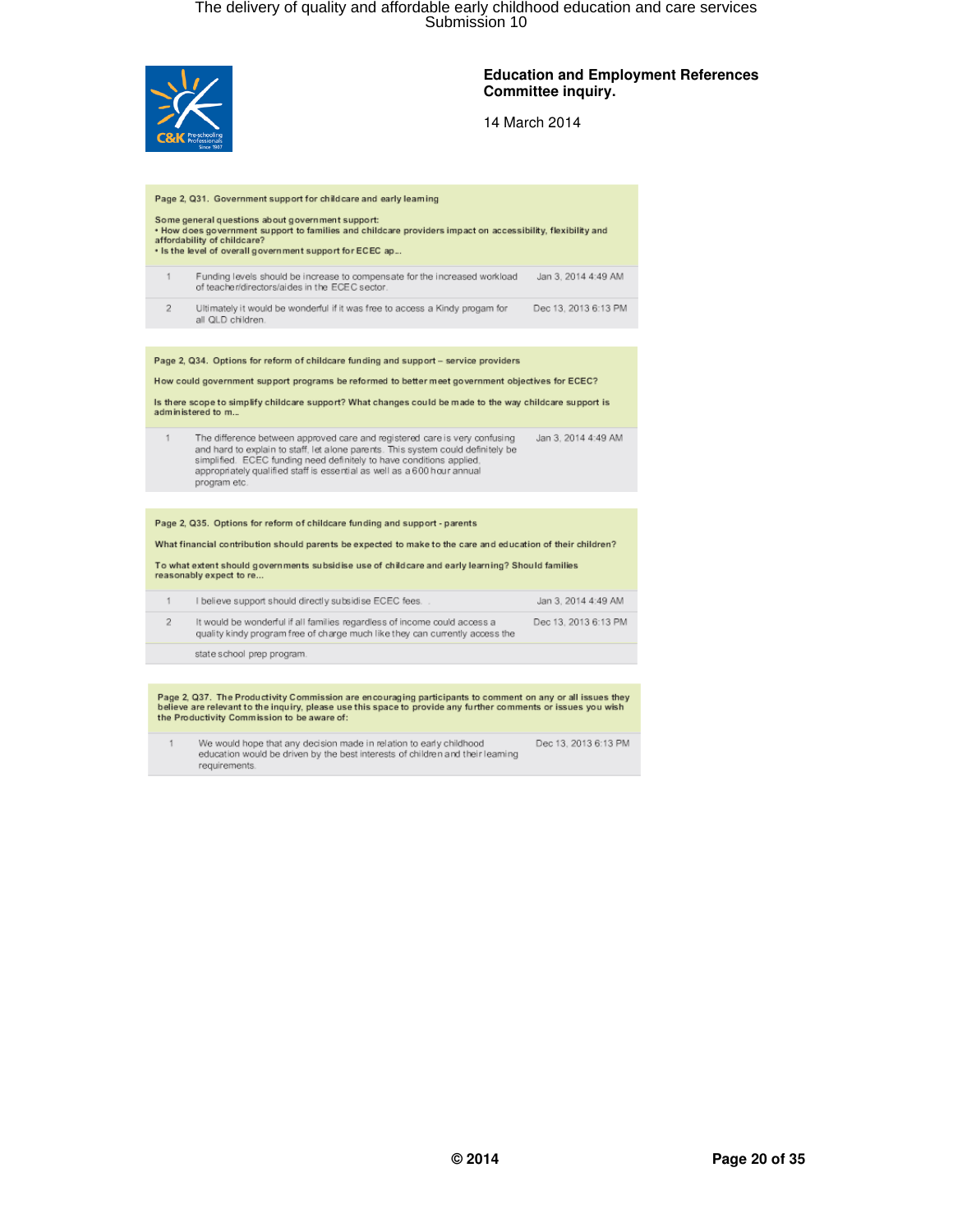**Education and Employment References Committee inquiry.**

14 March 2014

**Page 2, Q31. Government support for childcare and early learning**

Some general questions about government support:
• How does government support to families and childcare providers impact on accessibility, flexibility and affordability of childcare?
• Is the level of overall government support for ECEC ap...

| | | |
|---|---|---|
| 1 | Funding levels should be increase to compensate for the increased workload of teacher/directors/aides in the ECEC sector. | Jan 3, 2014 4:49 AM |
| 2 | Ultimately it would be wonderful if it was free to access a Kindy progam for all QLD children. | Dec 13, 2013 6:13 PM |

**Page 2, Q34. Options for reform of childcare funding and support – service providers**

How could government support programs be reformed to better meet government objectives for ECEC?

Is there scope to simplify childcare support? What changes could be made to the way childcare support is administered to m...

| | | |
|---|---|---|
| 1 | The difference between approved care and registered care is very confusing and hard to explain to staff, let alone parents. This system could definitely be simplified. ECEC funding need definitely to have conditions applied, appropriately qualified staff is essential as well as a 600 hour annual program etc. | Jan 3, 2014 4:49 AM |

**Page 2, Q35. Options for reform of childcare funding and support - parents**

What financial contribution should parents be expected to make to the care and education of their children?

To what extent should governments subsidise use of childcare and early learning? Should families reasonably expect to re...

| | | |
|---|---|---|
| 1 | I believe support should directly subsidise ECEC fees. . | Jan 3, 2014 4:49 AM |
| 2 | It would be wonderful if all families regardless of income could access a quality kindy program free of charge much like they can currently access the state school prep program. | Dec 13, 2013 6:13 PM |

**Page 2, Q37. The Productivity Commission are encouraging participants to comment on any or all issues they believe are relevant to the inquiry, please use this space to provide any further comments or issues you wish the Productivity Commission to be aware of:**

| | | |
|---|---|---|
| 1 | We would hope that any decision made in relation to early childhood education would be driven by the best interests of children and their learning requirements. | Dec 13, 2013 6:13 PM |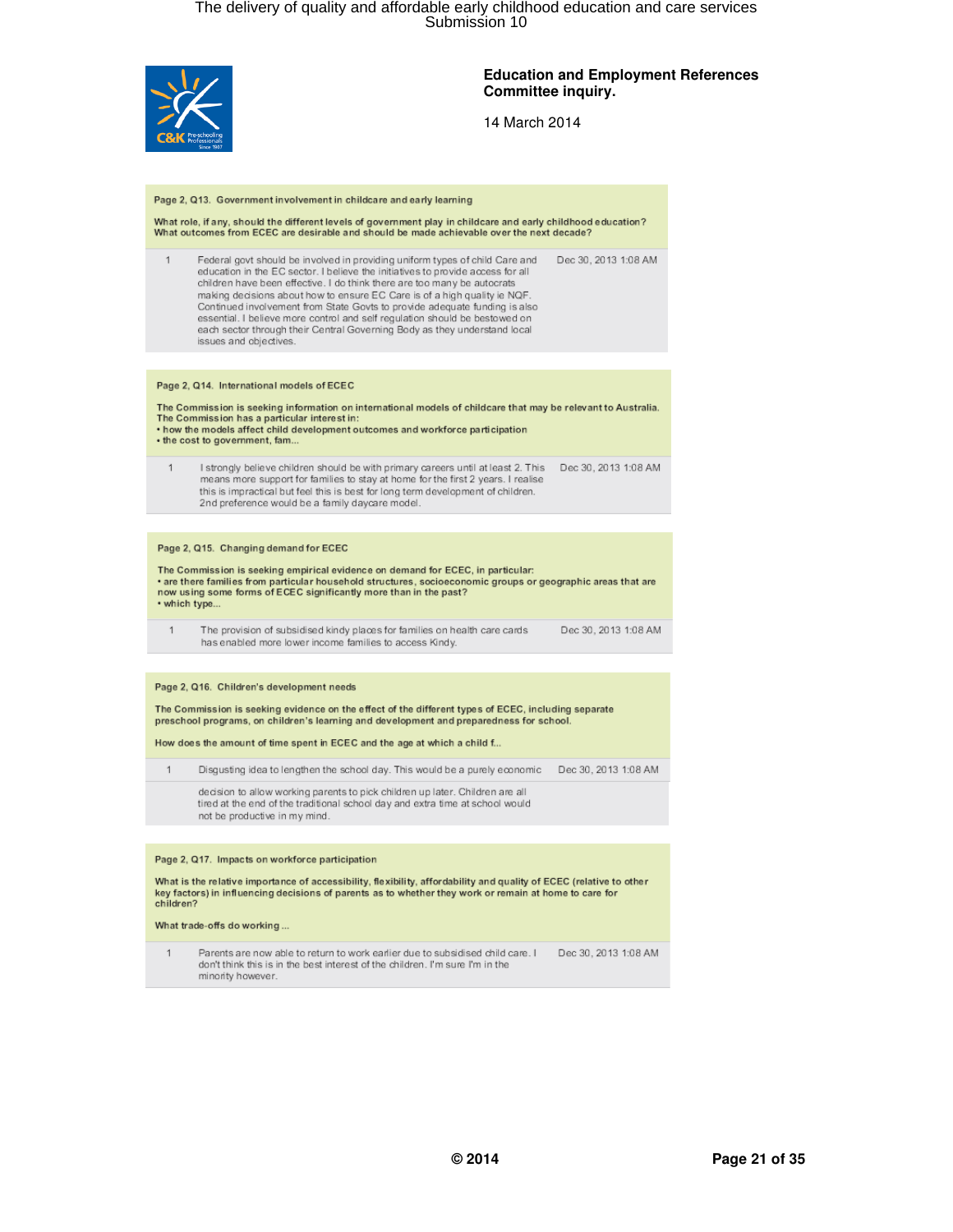**Education and Employment References Committee inquiry.**

14 March 2014

### Page 2, Q13. Government involvement in childcare and early learning

What role, if any, should the different levels of government play in childcare and early childhood education? What outcomes from ECEC are desirable and should be made achievable over the next decade?

| | | |
|---|---|---|
| 1 | Federal govt should be involved in providing uniform types of child Care and education in the EC sector. I believe the initiatives to provide access for all children have been effective. I do think there are too many be autocrats making decisions about how to ensure EC Care is of a high quality ie NQF. Continued involvement from State Govts to provide adequate funding is also essential. I believe more control and self regulation should be bestowed on each sector through their Central Governing Body as they understand local issues and objectives. | Dec 30, 2013 1:08 AM |

### Page 2, Q14. International models of ECEC

The Commission is seeking information on international models of childcare that may be relevant to Australia. The Commission has a particular interest in:
• how the models affect child development outcomes and workforce participation
• the cost to government, fam...

| | | |
|---|---|---|
| 1 | I strongly believe children should be with primary careers until at least 2. This means more support for families to stay at home for the first 2 years. I realise this is impractical but feel this is best for long term development of children. 2nd preference would be a family daycare model. | Dec 30, 2013 1:08 AM |

### Page 2, Q15. Changing demand for ECEC

The Commission is seeking empirical evidence on demand for ECEC, in particular:
• are there families from particular household structures, socioeconomic groups or geographic areas that are now using some forms of ECEC significantly more than in the past?
• which type...

| | | |
|---|---|---|
| 1 | The provision of subsidised kindy places for families on health care cards has enabled more lower income families to access Kindy. | Dec 30, 2013 1:08 AM |

### Page 2, Q16. Children's development needs

The Commission is seeking evidence on the effect of the different types of ECEC, including separate preschool programs, on children's learning and development and preparedness for school.

How does the amount of time spent in ECEC and the age at which a child f...

| | | |
|---|---|---|
| 1 | Disgusting idea to lengthen the school day. This would be a purely economic decision to allow working parents to pick children up later. Children are all tired at the end of the traditional school day and extra time at school would not be productive in my mind. | Dec 30, 2013 1:08 AM |

### Page 2, Q17. Impacts on workforce participation

What is the relative importance of accessibility, flexibility, affordability and quality of ECEC (relative to other key factors) in influencing decisions of parents as to whether they work or remain at home to care for children?

What trade-offs do working ...

| | | |
|---|---|---|
| 1 | Parents are now able to return to work earlier due to subsidised child care. I don't think this is in the best interest of the children. I'm sure I'm in the minority however. | Dec 30, 2013 1:08 AM |

© 2014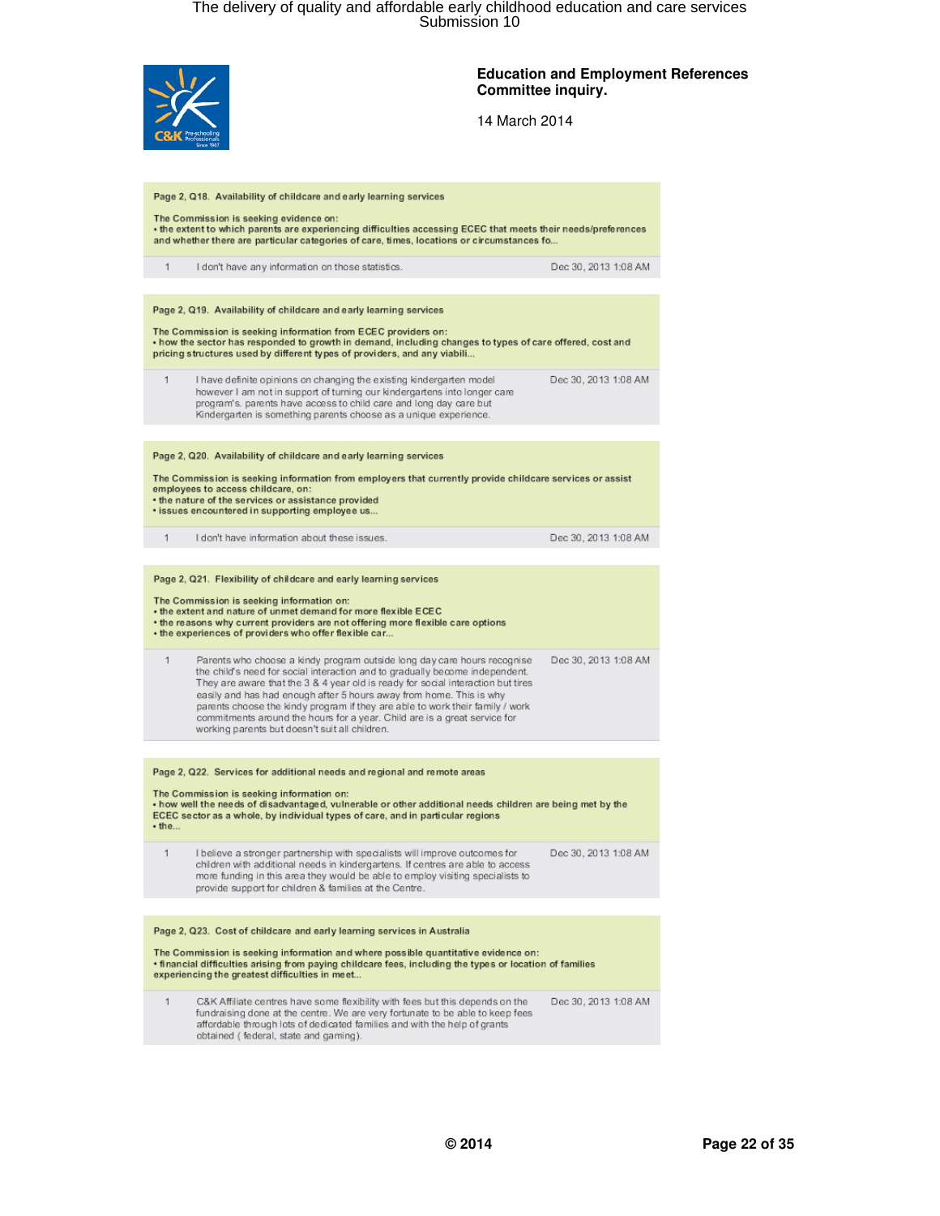**Education and Employment References Committee inquiry.**

14 March 2014

**Page 2, Q18. Availability of childcare and early learning services**

The Commission is seeking evidence on:
• the extent to which parents are experiencing difficulties accessing ECEC that meets their needs/preferences and whether there are particular categories of care, times, locations or circumstances fo...

| | | |
|---|---|---|
| 1 | I don't have any information on those statistics. | Dec 30, 2013 1:08 AM |

**Page 2, Q19. Availability of childcare and early learning services**

The Commission is seeking information from ECEC providers on:
• how the sector has responded to growth in demand, including changes to types of care offered, cost and pricing structures used by different types of providers, and any viabili...

| | | |
|---|---|---|
| 1 | I have definite opinions on changing the existing kindergarten model however I am not in support of turning our kindergartens into longer care program's. parents have access to child care and long day care but Kindergarten is something parents choose as a unique experience. | Dec 30, 2013 1:08 AM |

**Page 2, Q20. Availability of childcare and early learning services**

The Commission is seeking information from employers that currently provide childcare services or assist employees to access childcare, on:
• the nature of the services or assistance provided
• issues encountered in supporting employee us...

| | | |
|---|---|---|
| 1 | I don't have information about these issues. | Dec 30, 2013 1:08 AM |

**Page 2, Q21. Flexibility of childcare and early learning services**

The Commission is seeking information on:
• the extent and nature of unmet demand for more flexible ECEC
• the reasons why current providers are not offering more flexible care options
• the experiences of providers who offer flexible car...

| | | |
|---|---|---|
| 1 | Parents who choose a kindy program outside long day care hours recognise the child's need for social interaction and to gradually become independent. They are aware that the 3 & 4 year old is ready for social interaction but tires easily and has had enough after 5 hours away from home. This is why parents choose the kindy program if they are able to work their family / work commitments around the hours for a year. Child are is a great service for working parents but doesn't suit all children. | Dec 30, 2013 1:08 AM |

**Page 2, Q22. Services for additional needs and regional and remote areas**

The Commission is seeking information on:
• how well the needs of disadvantaged, vulnerable or other additional needs children are being met by the ECEC sector as a whole, by individual types of care, and in particular regions
• the...

| | | |
|---|---|---|
| 1 | I believe a stronger partnership with specialists will improve outcomes for children with additional needs in kindergartens. If centres are able to access more funding in this area they would be able to employ visiting specialists to provide support for children & families at the Centre. | Dec 30, 2013 1:08 AM |

**Page 2, Q23. Cost of childcare and early learning services in Australia**

The Commission is seeking information and where possible quantitative evidence on:
• financial difficulties arising from paying childcare fees, including the types or location of families experiencing the greatest difficulties in meet...

| | | |
|---|---|---|
| 1 | C&K Affiliate centres have some flexibility with fees but this depends on the fundraising done at the centre. We are very fortunate to be able to keep fees affordable through lots of dedicated families and with the help of grants obtained ( federal, state and gaming). | Dec 30, 2013 1:08 AM |

© 2014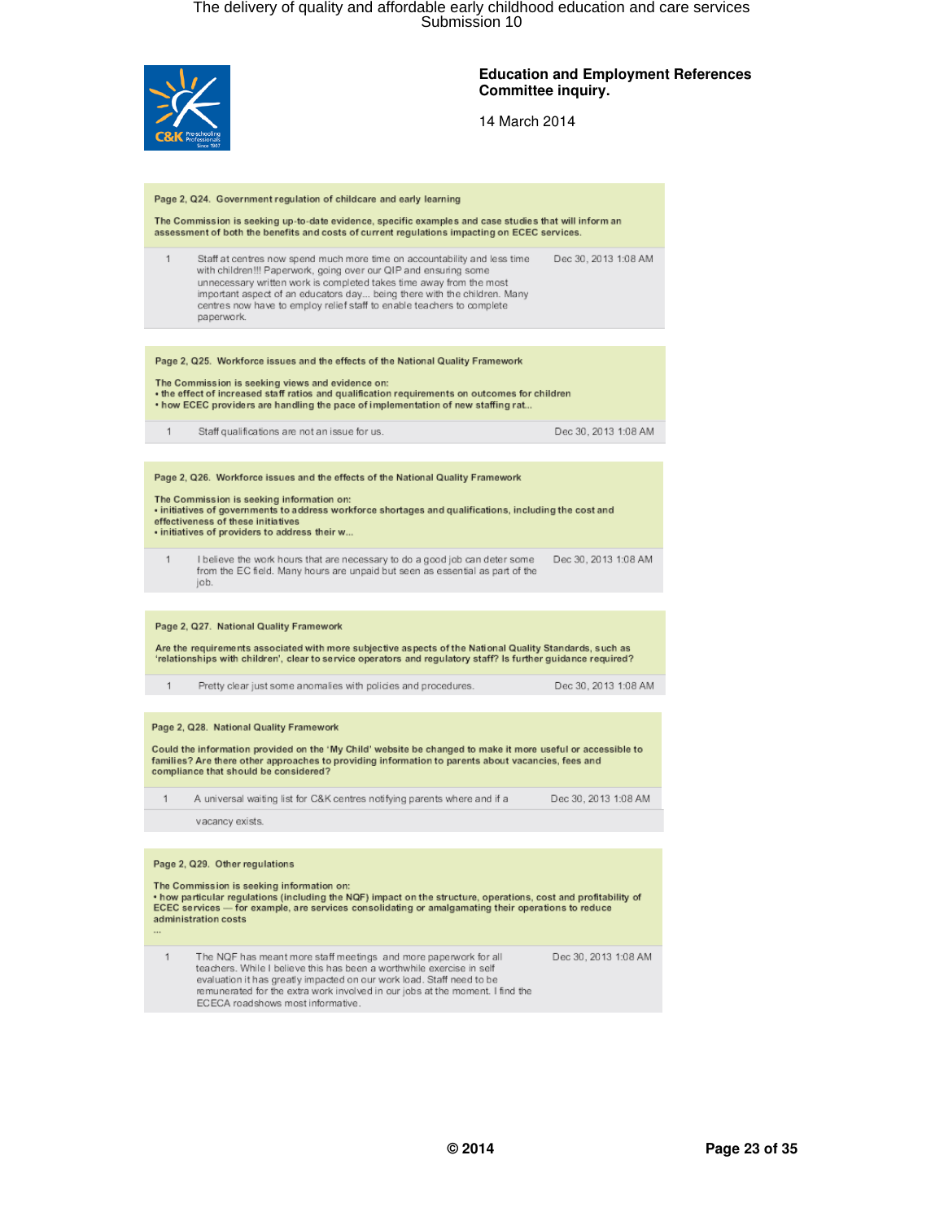**Education and Employment References Committee inquiry.**

14 March 2014

**Page 2, Q24. Government regulation of childcare and early learning**

**The Commission is seeking up-to-date evidence, specific examples and case studies that will inform an assessment of both the benefits and costs of current regulations impacting on ECEC services.**

| | | |
|---|---|---|
| 1 | Staff at centres now spend much more time on accountability and less time with children!!! Paperwork, going over our QIP and ensuring some unnecessary written work is completed takes time away from the most important aspect of an educators day... being there with the children. Many centres now have to employ relief staff to enable teachers to complete paperwork. | Dec 30, 2013 1:08 AM |

**Page 2, Q25. Workforce issues and the effects of the National Quality Framework**

**The Commission is seeking views and evidence on:**
**• the effect of increased staff ratios and qualification requirements on outcomes for children**
**• how ECEC providers are handling the pace of implementation of new staffing rat...**

| | | |
|---|---|---|
| 1 | Staff qualifications are not an issue for us. | Dec 30, 2013 1:08 AM |

**Page 2, Q26. Workforce issues and the effects of the National Quality Framework**

**The Commission is seeking information on:**
**• initiatives of governments to address workforce shortages and qualifications, including the cost and effectiveness of these initiatives**
**• initiatives of providers to address their w...**

| | | |
|---|---|---|
| 1 | I believe the work hours that are necessary to do a good job can deter some from the EC field. Many hours are unpaid but seen as essential as part of the job. | Dec 30, 2013 1:08 AM |

**Page 2, Q27. National Quality Framework**

**Are the requirements associated with more subjective aspects of the National Quality Standards, such as 'relationships with children', clear to service operators and regulatory staff? Is further guidance required?**

| | | |
|---|---|---|
| 1 | Pretty clear just some anomalies with policies and procedures. | Dec 30, 2013 1:08 AM |

**Page 2, Q28. National Quality Framework**

**Could the information provided on the 'My Child' website be changed to make it more useful or accessible to families? Are there other approaches to providing information to parents about vacancies, fees and compliance that should be considered?**

| | | |
|---|---|---|
| 1 | A universal waiting list for C&K centres notifying parents where and if a vacancy exists. | Dec 30, 2013 1:08 AM |

**Page 2, Q29. Other regulations**

**The Commission is seeking information on:**
**• how particular regulations (including the NQF) impact on the structure, operations, cost and profitability of ECEC services — for example, are services consolidating or amalgamating their operations to reduce administration costs**
**...**

| | | |
|---|---|---|
| 1 | The NQF has meant more staff meetings and more paperwork for all teachers. While I believe this has been a worthwhile exercise in self evaluation it has greatly impacted on our work load. Staff need to be remunerated for the extra work involved in our jobs at the moment. I find the ECECA roadshows most informative. | Dec 30, 2013 1:08 AM |

© 2014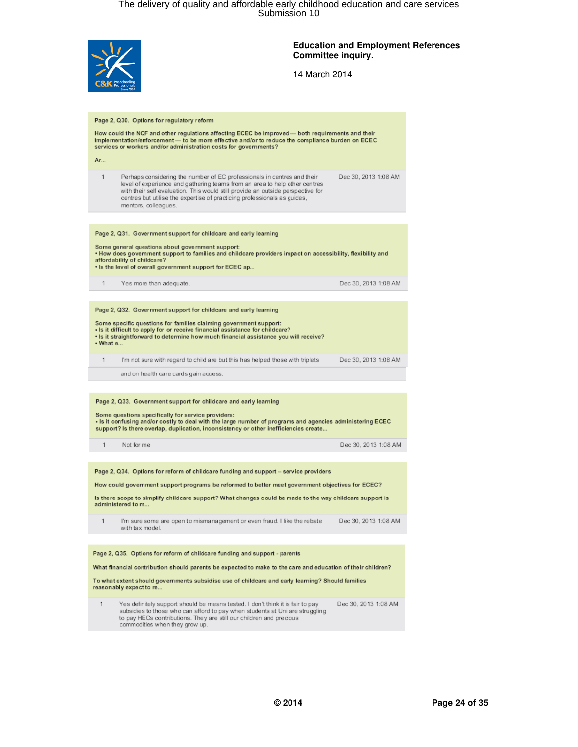**Education and Employment References Committee inquiry.**

14 March 2014

**Page 2, Q30. Options for regulatory reform**

How could the NQF and other regulations affecting ECEC be improved — both requirements and their implementation/enforcement — to be more effective and/or to reduce the compliance burden on ECEC services or workers and/or administration costs for governments?

Ar...

| | | |
|---|---|---|
| 1 | Perhaps considering the number of EC professionals in centres and their level of experience and gathering teams from an area to help other centres with their self evaluation. This would still provide an outside perspective for centres but utilise the expertise of practicing professionals as guides, mentors, colleagues. | Dec 30, 2013 1:08 AM |

**Page 2, Q31. Government support for childcare and early learning**

Some general questions about government support:
• How does government support to families and childcare providers impact on accessibility, flexibility and affordability of childcare?
• Is the level of overall government support for ECEC ap...

| | | |
|---|---|---|
| 1 | Yes more than adequate. | Dec 30, 2013 1:08 AM |

**Page 2, Q32. Government support for childcare and early learning**

Some specific questions for families claiming government support:
• Is it difficult to apply for or receive financial assistance for childcare?
• Is it straightforward to determine how much financial assistance you will receive?
• What e...

| | | |
|---|---|---|
| 1 | I'm not sure with regard to child are but this has helped those with triplets and on health care cards gain access. | Dec 30, 2013 1:08 AM |

**Page 2, Q33. Government support for childcare and early learning**

Some questions specifically for service providers:
• Is it confusing and/or costly to deal with the large number of programs and agencies administering ECEC support? Is there overlap, duplication, inconsistency or other inefficiencies create...

| | | |
|---|---|---|
| 1 | Not for me | Dec 30, 2013 1:08 AM |

**Page 2, Q34. Options for reform of childcare funding and support – service providers**

How could government support programs be reformed to better meet government objectives for ECEC?

Is there scope to simplify childcare support? What changes could be made to the way childcare support is administered to m...

| | | |
|---|---|---|
| 1 | I'm sure some are open to mismanagement or even fraud. I like the rebate with tax model. | Dec 30, 2013 1:08 AM |

**Page 2, Q35. Options for reform of childcare funding and support - parents**

What financial contribution should parents be expected to make to the care and education of their children?

To what extent should governments subsidise use of childcare and early learning? Should families reasonably expect to re...

| | | |
|---|---|---|
| 1 | Yes definitely support should be means tested. I don't think it is fair to pay subsidies to those who can afford to pay when students at Uni are struggling to pay HECs contributions. They are still our children and precious commodities when they grow up. | Dec 30, 2013 1:08 AM |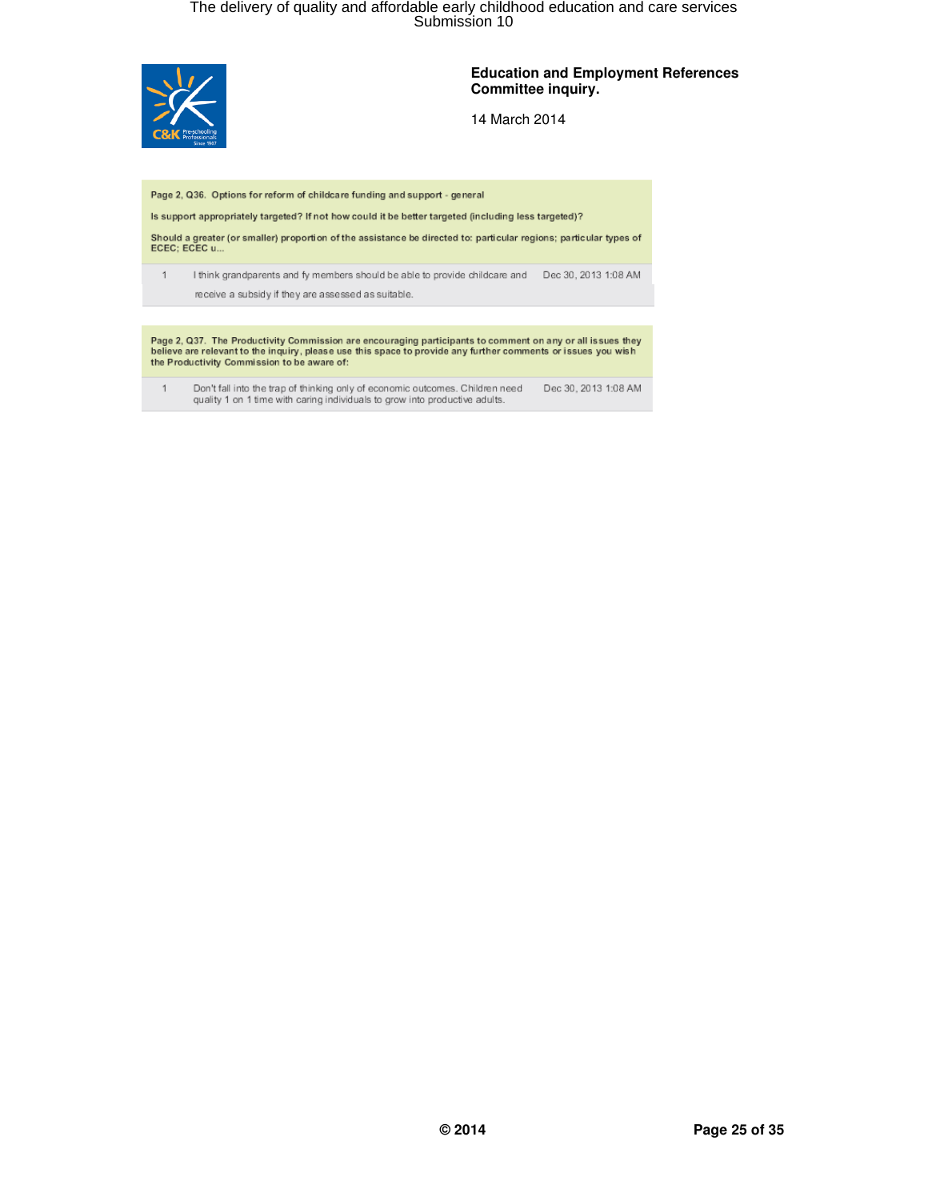**Education and Employment References Committee inquiry.**

14 March 2014

**Page 2, Q36. Options for reform of childcare funding and support - general**

**Is support appropriately targeted? If not how could it be better targeted (including less targeted)?**

**Should a greater (or smaller) proportion of the assistance be directed to: particular regions; particular types of ECEC; ECEC u...**

| | | |
|---|---|---|
| 1 | I think grandparents and fy members should be able to provide childcare and receive a subsidy if they are assessed as suitable. | Dec 30, 2013 1:08 AM |

**Page 2, Q37. The Productivity Commission are encouraging participants to comment on any or all issues they believe are relevant to the inquiry, please use this space to provide any further comments or issues you wish the Productivity Commission to be aware of:**

| | | |
|---|---|---|
| 1 | Don't fall into the trap of thinking only of economic outcomes. Children need quality 1 on 1 time with caring individuals to grow into productive adults. | Dec 30, 2013 1:08 AM |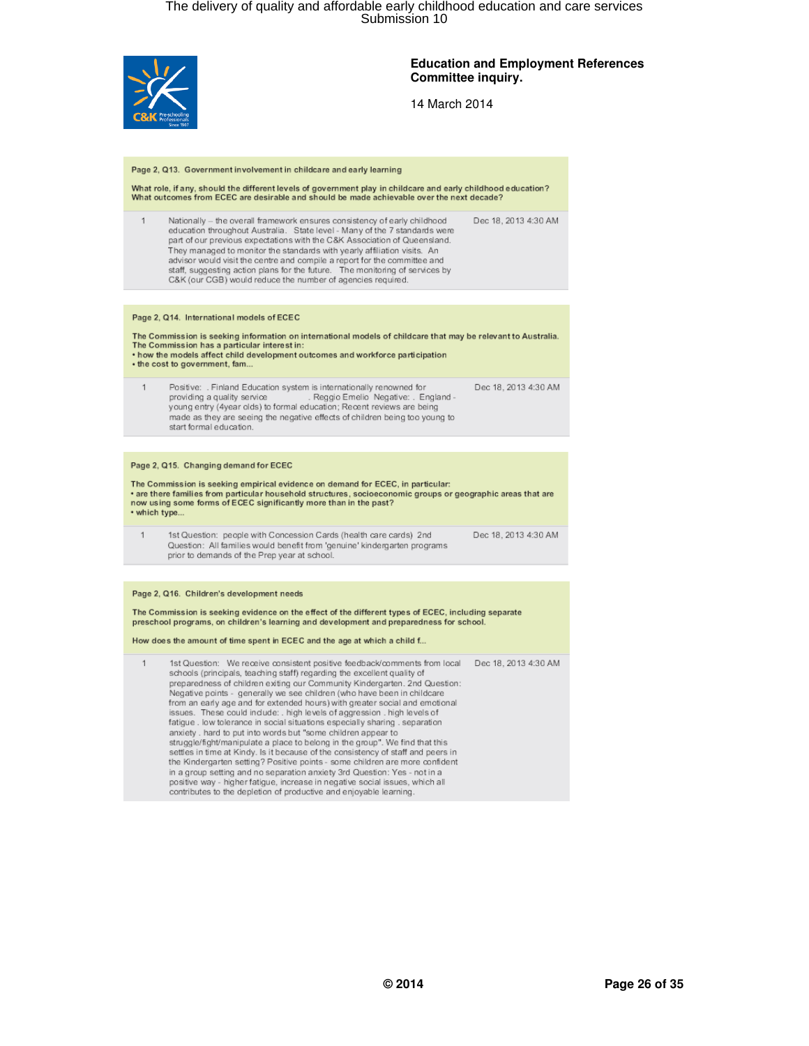**Education and Employment References Committee inquiry.**

14 March 2014

**Page 2, Q13. Government involvement in childcare and early learning**

**What role, if any, should the different levels of government play in childcare and early childhood education? What outcomes from ECEC are desirable and should be made achievable over the next decade?**

| | | |
|---|---|---|
| 1 | Nationally – the overall framework ensures consistency of early childhood education throughout Australia. State level - Many of the 7 standards were part of our previous expectations with the C&K Association of Queensland. They managed to monitor the standards with yearly affiliation visits. An advisor would visit the centre and compile a report for the committee and staff, suggesting action plans for the future. The monitoring of services by C&K (our CGB) would reduce the number of agencies required. | Dec 18, 2013 4:30 AM |

**Page 2, Q14. International models of ECEC**

**The Commission is seeking information on international models of childcare that may be relevant to Australia. The Commission has a particular interest in:**
- **how the models affect child development outcomes and workforce participation**
- **the cost to government, fam...**

| | | |
|---|---|---|
| 1 | Positive: . Finland Education system is internationally renowned for providing a quality service . Reggio Emelio Negative: . England - young entry (4year olds) to formal education; Recent reviews are being made as they are seeing the negative effects of children being too young to start formal education. | Dec 18, 2013 4:30 AM |

**Page 2, Q15. Changing demand for ECEC**

**The Commission is seeking empirical evidence on demand for ECEC, in particular:**
- **are there families from particular household structures, socioeconomic groups or geographic areas that are now using some forms of ECEC significantly more than in the past?**
- **which type...**

| | | |
|---|---|---|
| 1 | 1st Question: people with Concession Cards (health care cards) 2nd Question: All families would benefit from 'genuine' kindergarten programs prior to demands of the Prep year at school. | Dec 18, 2013 4:30 AM |

**Page 2, Q16. Children's development needs**

**The Commission is seeking evidence on the effect of the different types of ECEC, including separate preschool programs, on children's learning and development and preparedness for school.**

**How does the amount of time spent in ECEC and the age at which a child f...**

| | | |
|---|---|---|
| 1 | 1st Question: We receive consistent positive feedback/comments from local schools (principals, teaching staff) regarding the excellent quality of preparedness of children exiting our Community Kindergarten. 2nd Question: Negative points - generally we see children (who have been in childcare from an early age and for extended hours) with greater social and emotional issues. These could include: . high levels of aggression . high levels of fatigue . low tolerance in social situations especially sharing . separation anxiety . hard to put into words but "some children appear to struggle/fight/manipulate a place to belong in the group". We find that this settles in time at Kindy. Is it because of the consistency of staff and peers in the Kindergarten setting? Positive points - some children are more confident in a group setting and no separation anxiety 3rd Question: Yes - not in a positive way - higher fatigue, increase in negative social issues, which all contributes to the depletion of productive and enjoyable learning. | Dec 18, 2013 4:30 AM |

© 2014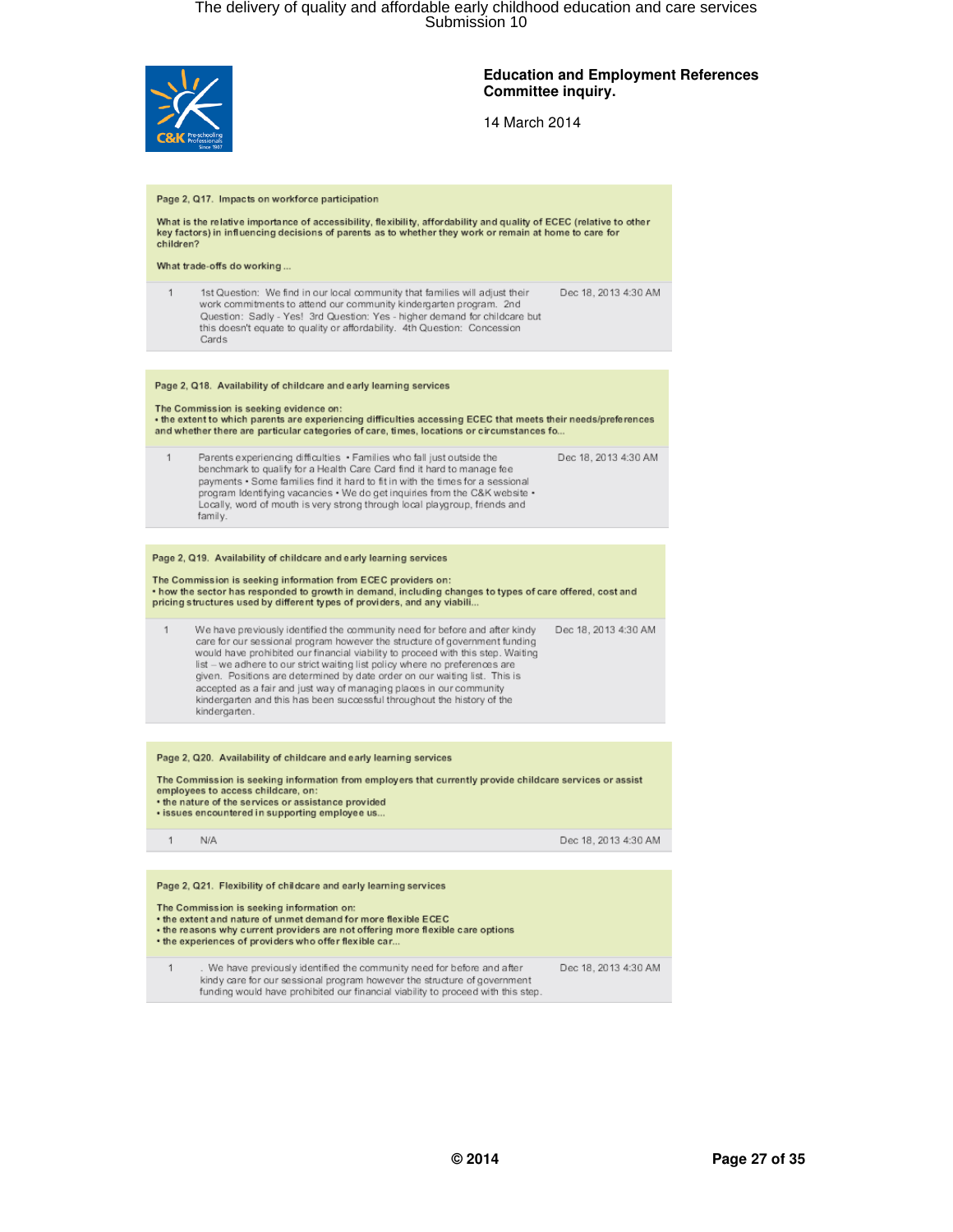**Education and Employment References Committee inquiry.**

14 March 2014

**Page 2, Q17. Impacts on workforce participation**

**What is the relative importance of accessibility, flexibility, affordability and quality of ECEC (relative to other key factors) in influencing decisions of parents as to whether they work or remain at home to care for children?**

**What trade-offs do working ...**

| | | |
|---|---|---|
| 1 | 1st Question: We find in our local community that families will adjust their work commitments to attend our community kindergarten program. 2nd Question: Sadly - Yes! 3rd Question: Yes - higher demand for childcare but this doesn't equate to quality or affordability. 4th Question: Concession Cards | Dec 18, 2013 4:30 AM |

**Page 2, Q18. Availability of childcare and early learning services**

**The Commission is seeking evidence on:**
**• the extent to which parents are experiencing difficulties accessing ECEC that meets their needs/preferences and whether there are particular categories of care, times, locations or circumstances fo...**

| | | |
|---|---|---|
| 1 | Parents experiencing difficulties • Families who fall just outside the benchmark to qualify for a Health Care Card find it hard to manage fee payments • Some families find it hard to fit in with the times for a sessional program Identifying vacancies • We do get inquiries from the C&K website • Locally, word of mouth is very strong through local playgroup, friends and family. | Dec 18, 2013 4:30 AM |

**Page 2, Q19. Availability of childcare and early learning services**

**The Commission is seeking information from ECEC providers on:**
**• how the sector has responded to growth in demand, including changes to types of care offered, cost and pricing structures used by different types of providers, and any viabili...**

| | | |
|---|---|---|
| 1 | We have previously identified the community need for before and after kindy care for our sessional program however the structure of government funding would have prohibited our financial viability to proceed with this step. Waiting list – we adhere to our strict waiting list policy where no preferences are given. Positions are determined by date order on our waiting list. This is accepted as a fair and just way of managing places in our community kindergarten and this has been successful throughout the history of the kindergarten. | Dec 18, 2013 4:30 AM |

**Page 2, Q20. Availability of childcare and early learning services**

**The Commission is seeking information from employers that currently provide childcare services or assist employees to access childcare, on:**
**• the nature of the services or assistance provided**
**• issues encountered in supporting employee us...**

| | | |
|---|---|---|
| 1 | N/A | Dec 18, 2013 4:30 AM |

**Page 2, Q21. Flexibility of childcare and early learning services**

**The Commission is seeking information on:**
**• the extent and nature of unmet demand for more flexible ECEC**
**• the reasons why current providers are not offering more flexible care options**
**• the experiences of providers who offer flexible car...**

| | | |
|---|---|---|
| 1 | . We have previously identified the community need for before and after kindy care for our sessional program however the structure of government funding would have prohibited our financial viability to proceed with this step. | Dec 18, 2013 4:30 AM |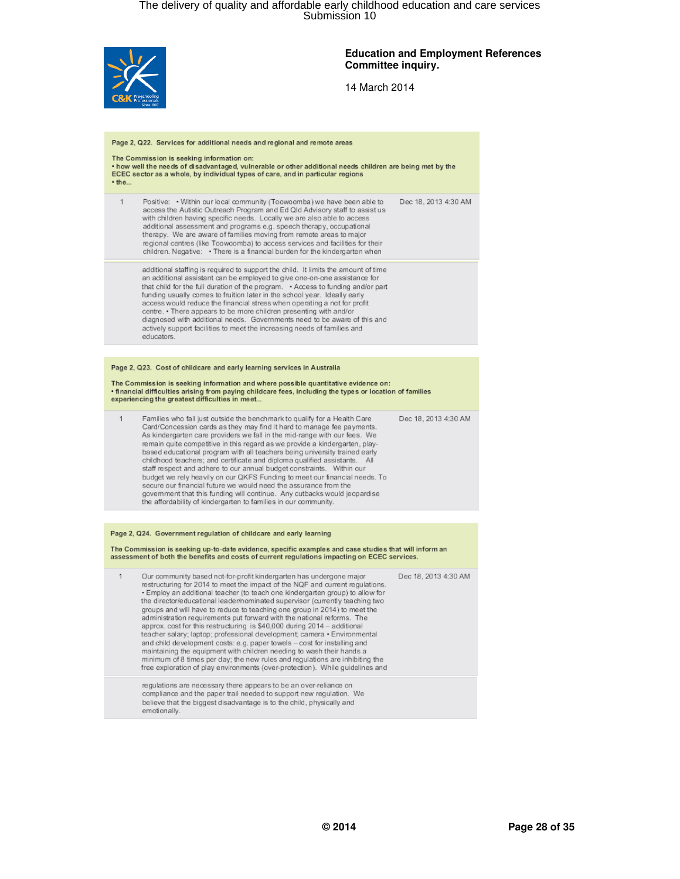**Education and Employment References Committee inquiry.**

14 March 2014

**Page 2, Q22. Services for additional needs and regional and remote areas**

**The Commission is seeking information on:**
**• how well the needs of disadvantaged, vulnerable or other additional needs children are being met by the ECEC sector as a whole, by individual types of care, and in particular regions**
**• the...**

| | | |
|---|---|---|
| 1 | Positive: • Within our local community (Toowoomba) we have been able to access the Autistic Outreach Program and Ed Qld Advisory staff to assist us with children having specific needs. Locally we are also able to access additional assessment and programs e.g. speech therapy, occupational therapy. We are aware of families moving from remote areas to major regional centres (like Toowoomba) to access services and facilities for their children. Negative: • There is a financial burden for the kindergarten when additional staffing is required to support the child. It limits the amount of time an additional assistant can be employed to give one-on-one assistance for that child for the full duration of the program. • Access to funding and/or part funding usually comes to fruition later in the school year. Ideally early access would reduce the financial stress when operating a not for profit centre. • There appears to be more children presenting with and/or diagnosed with additional needs. Governments need to be aware of this and actively support facilities to meet the increasing needs of families and educators. | Dec 18, 2013 4:30 AM |

**Page 2, Q23. Cost of childcare and early learning services in Australia**

**The Commission is seeking information and where possible quantitative evidence on:**
**• financial difficulties arising from paying childcare fees, including the types or location of families experiencing the greatest difficulties in meet...**

| | | |
|---|---|---|
| 1 | Families who fall just outside the benchmark to qualify for a Health Care Card/Concession cards as they may find it hard to manage fee payments. As kindergarten care providers we fall in the mid-range with our fees. We remain quite competitive in this regard as we provide a kindergarten, play-based educational program with all teachers being university trained early childhood teachers; and certificate and diploma qualified assistants. All staff respect and adhere to our annual budget constraints. Within our budget we rely heavily on our QKFS Funding to meet our financial needs. To secure our financial future we would need the assurance from the government that this funding will continue. Any cutbacks would jeopardise the affordability of kindergarten to families in our community. | Dec 18, 2013 4:30 AM |

**Page 2, Q24. Government regulation of childcare and early learning**

**The Commission is seeking up-to-date evidence, specific examples and case studies that will inform an assessment of both the benefits and costs of current regulations impacting on ECEC services.**

| | | |
|---|---|---|
| 1 | Our community based not-for-profit kindergarten has undergone major restructuring for 2014 to meet the impact of the NQF and current regulations. • Employ an additional teacher (to teach one kindergarten group) to allow for the director/educational leader/nominated supervisor (currently teaching two groups and will have to reduce to teaching one group in 2014) to meet the administration requirements put forward with the national reforms. The approx. cost for this restructuring is $40,000 during 2014 – additional teacher salary; laptop; professional development; camera • Environmental and child development costs: e.g. paper towels – cost for installing and maintaining the equipment with children needing to wash their hands a minimum of 8 times per day; the new rules and regulations are inhibiting the free exploration of play environments (over-protection). While guidelines and regulations are necessary there appears to be an over-reliance on compliance and the paper trail needed to support new regulation. We believe that the biggest disadvantage is to the child, physically and emotionally. | Dec 18, 2013 4:30 AM |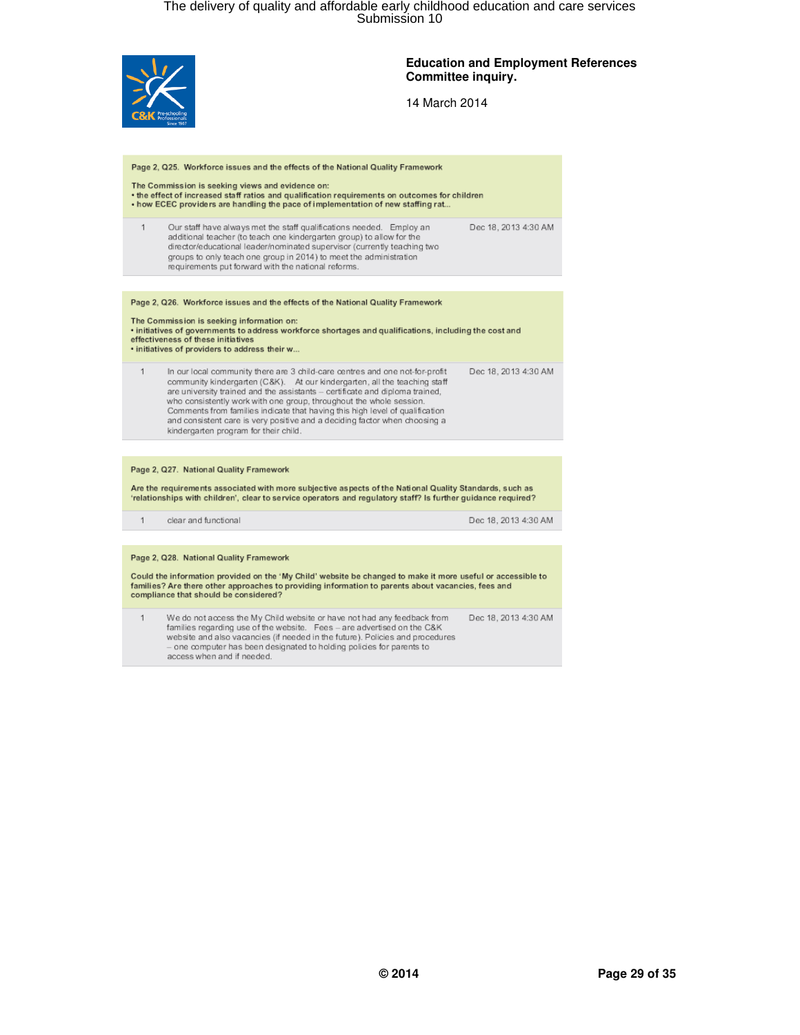**Education and Employment References Committee inquiry.**

14 March 2014

**Page 2, Q25. Workforce issues and the effects of the National Quality Framework**

The Commission is seeking views and evidence on:
• the effect of increased staff ratios and qualification requirements on outcomes for children
• how ECEC providers are handling the pace of implementation of new staffing rat...

| # | Response | Date |
|---|---|---|
| 1 | Our staff have always met the staff qualifications needed. Employ an additional teacher (to teach one kindergarten group) to allow for the director/educational leader/nominated supervisor (currently teaching two groups to only teach one group in 2014) to meet the administration requirements put forward with the national reforms. | Dec 18, 2013 4:30 AM |

**Page 2, Q26. Workforce issues and the effects of the National Quality Framework**

The Commission is seeking information on:
• initiatives of governments to address workforce shortages and qualifications, including the cost and effectiveness of these initiatives
• initiatives of providers to address their w...

| # | Response | Date |
|---|---|---|
| 1 | In our local community there are 3 child-care centres and one not-for-profit community kindergarten (C&K). At our kindergarten, all the teaching staff are university trained and the assistants – certificate and diploma trained, who consistently work with one group, throughout the whole session. Comments from families indicate that having this high level of qualification and consistent care is very positive and a deciding factor when choosing a kindergarten program for their child. | Dec 18, 2013 4:30 AM |

**Page 2, Q27. National Quality Framework**

Are the requirements associated with more subjective aspects of the National Quality Standards, such as 'relationships with children', clear to service operators and regulatory staff? Is further guidance required?

| # | Response | Date |
|---|---|---|
| 1 | clear and functional | Dec 18, 2013 4:30 AM |

**Page 2, Q28. National Quality Framework**

Could the information provided on the 'My Child' website be changed to make it more useful or accessible to families? Are there other approaches to providing information to parents about vacancies, fees and compliance that should be considered?

| # | Response | Date |
|---|---|---|
| 1 | We do not access the My Child website or have not had any feedback from families regarding use of the website. Fees – are advertised on the C&K website and also vacancies (if needed in the future). Policies and procedures – one computer has been designated to holding policies for parents to access when and if needed. | Dec 18, 2013 4:30 AM |

© 2014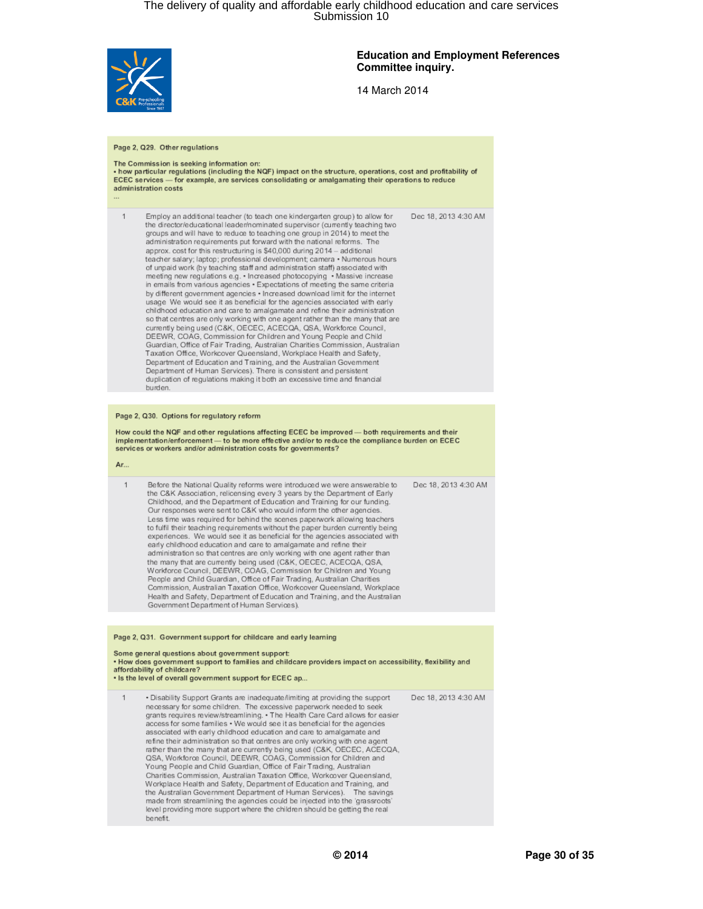**Education and Employment References Committee inquiry.**

14 March 2014

**Page 2, Q29. Other regulations**

**The Commission is seeking information on:**
**• how particular regulations (including the NQF) impact on the structure, operations, cost and profitability of ECEC services — for example, are services consolidating or amalgamating their operations to reduce administration costs**
**...**

| | | |
|---|---|---|
| 1 | Employ an additional teacher (to teach one kindergarten group) to allow for the director/educational leader/nominated supervisor (currently teaching two groups and will have to reduce to teaching one group in 2014) to meet the administration requirements put forward with the national reforms. The approx. cost for this restructuring is $40,000 during 2014 – additional teacher salary; professional development; camera • Numerous hours of unpaid work (by teaching staff and administration staff) associated with meeting new regulations e.g. • Increased photocopying • Massive increase in emails from various agencies • Expectations of meeting the same criteria by different government agencies • Increased download limit for the internet usage We would see it as beneficial for the agencies associated with early childhood education and care to amalgamate and refine their administration so that centres are only working with one agent rather than the many that are currently being used (C&K, OECEC, ACECQA, QSA, Workforce Council, DEEWR, COAG, Commission for Children and Young People and Child Guardian, Office of Fair Trading, Australian Charities Commission, Australian Taxation Office, Workcover Queensland, Workplace Health and Safety, Department of Education and Training, and the Australian Government Department of Human Services). There is consistent and persistent duplication of regulations making it both an excessive time and financial burden. | Dec 18, 2013 4:30 AM |

**Page 2, Q30. Options for regulatory reform**

**How could the NQF and other regulations affecting ECEC be improved — both requirements and their implementation/enforcement — to be more effective and/or to reduce the compliance burden on ECEC services or workers and/or administration costs for governments?**

**Ar...**

| | | |
|---|---|---|
| 1 | Before the National Quality reforms were introduced we were answerable to the C&K Association, relicensing every 3 years by the Department of Early Childhood, and the Department of Education and Training for our funding. Our responses were sent to C&K who would inform the other agencies. Less time was required for behind the scenes paperwork allowing teachers to fulfil their teaching requirements without the paper burden currently being experiences. We would see it as beneficial for the agencies associated with early childhood education and care to amalgamate and refine their administration so that centres are only working with one agent rather than the many that are currently being used (C&K, OECEC, ACECQA, QSA, Workforce Council, DEEWR, COAG, Commission for Children and Young People and Child Guardian, Office of Fair Trading, Australian Charities Commission, Australian Taxation Office, Workcover Queensland, Workplace Health and Safety, Department of Education and Training, and the Australian Government Department of Human Services). | Dec 18, 2013 4:30 AM |

**Page 2, Q31. Government support for childcare and early learning**

**Some general questions about government support:**
**• How does government support to families and childcare providers impact on accessibility, flexibility and affordability of childcare?**
**• Is the level of overall government support for ECEC ap...**

| | | |
|---|---|---|
| 1 | • Disability Support Grants are inadequate/limiting at providing the support necessary for some children. The excessive paperwork needed to seek grants requires review/streamlining. • The Health Care Card allows for easier access for some families • We would see it as beneficial for the agencies associated with early childhood education and care to amalgamate and refine their administration so that centres are only working with one agent rather than the many that are currently being used (C&K, OECEC, ACECQA, QSA, Workforce Council, DEEWR, COAG, Commission for Children and Young People and Child Guardian, Office of Fair Trading, Australian Charities Commission, Australian Taxation Office, Workcover Queensland, Workplace Health and Safety, Department of Education and Training, and the Australian Government Department of Human Services). The savings made from streamlining the agencies could be injected into the 'grassroots' level providing more support where the children should be getting the real benefit. | Dec 18, 2013 4:30 AM |

© 2014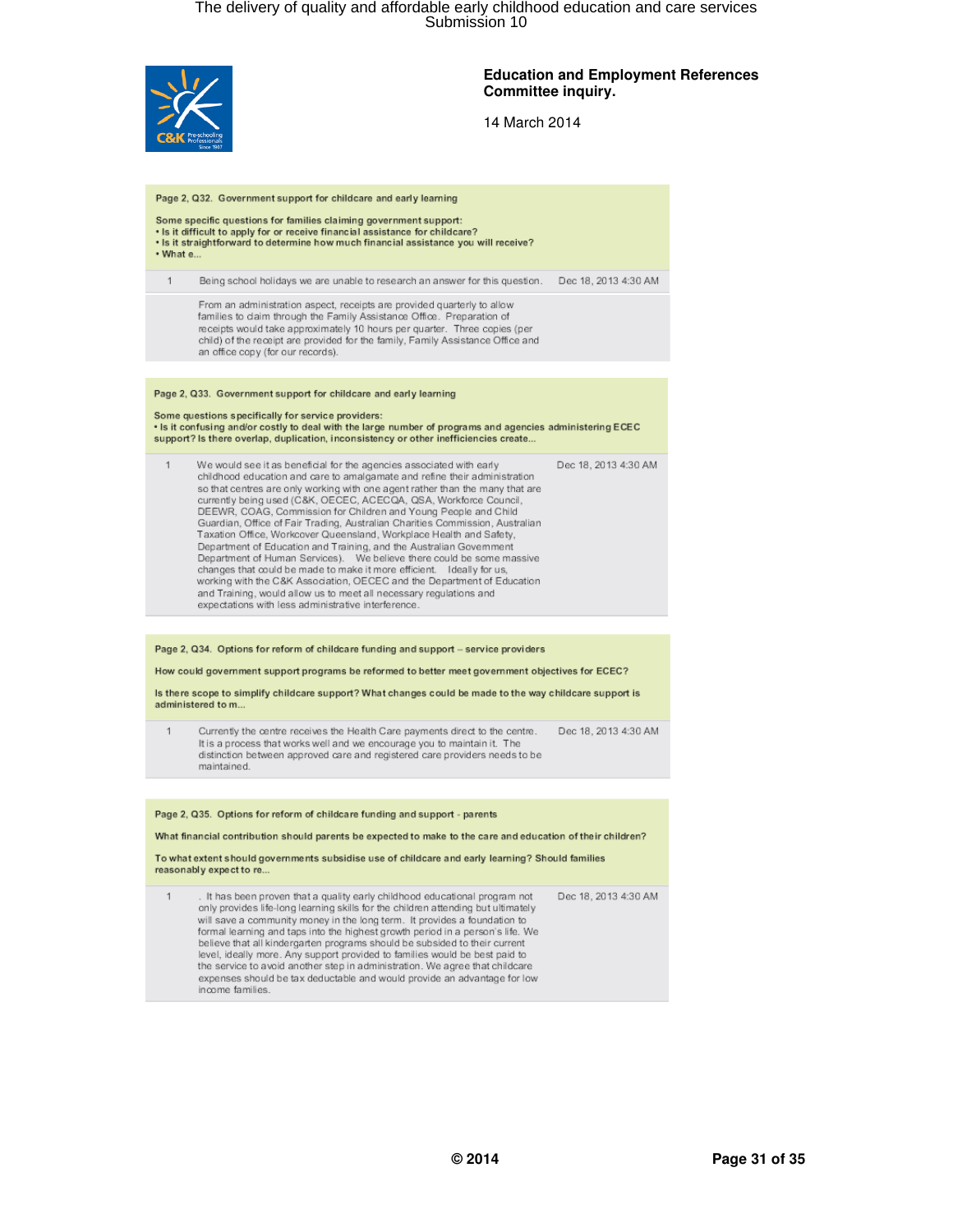**Education and Employment References Committee inquiry.**

14 March 2014

**Page 2, Q32. Government support for childcare and early learning**

**Some specific questions for families claiming government support:**
**• Is it difficult to apply for or receive financial assistance for childcare?**
**• Is it straightforward to determine how much financial assistance you will receive?**
**• What e...**

| | | |
|---|---|---|
| 1 | Being school holidays we are unable to research an answer for this question.<br><br>From an administration aspect, receipts are provided quarterly to allow families to claim through the Family Assistance Office. Preparation of receipts would take approximately 10 hours per quarter. Three copies (per child) of the receipt are provided for the family, Family Assistance Office and an office copy (for our records). | Dec 18, 2013 4:30 AM |

**Page 2, Q33. Government support for childcare and early learning**

**Some questions specifically for service providers:**
**• Is it confusing and/or costly to deal with the large number of programs and agencies administering ECEC support? Is there overlap, duplication, inconsistency or other inefficiencies create...**

| | | |
|---|---|---|
| 1 | We would see it as beneficial for the agencies associated with early childhood education and care to amalgamate and refine their administration so that centres are only working with one agent rather than the many that are currently being used (C&K, OECEC, ACECQA, QSA, Workforce Council, DEEWR, COAG, Commission for Children and Young People and Child Guardian, Office of Fair Trading, Australian Charities Commission, Australian Taxation Office, Workcover Queensland, Workplace Health and Safety, Department of Education and Training, and the Australian Government Department of Human Services). We believe there could be some massive changes that could be made to make it more efficient. Ideally for us, working with the C&K Association, OECEC and the Department of Education and Training, would allow us to meet all necessary regulations and expectations with less administrative interference. | Dec 18, 2013 4:30 AM |

**Page 2, Q34. Options for reform of childcare funding and support – service providers**

**How could government support programs be reformed to better meet government objectives for ECEC?**

**Is there scope to simplify childcare support? What changes could be made to the way childcare support is administered to m...**

| | | |
|---|---|---|
| 1 | Currently the centre receives the Health Care payments direct to the centre. It is a process that works well and we encourage you to maintain it. The distinction between approved care and registered care providers needs to be maintained. | Dec 18, 2013 4:30 AM |

**Page 2, Q35. Options for reform of childcare funding and support - parents**

**What financial contribution should parents be expected to make to the care and education of their children?**

**To what extent should governments subsidise use of childcare and early learning? Should families reasonably expect to re...**

| | | |
|---|---|---|
| 1 | . It has been proven that a quality early childhood educational program not only provides life-long learning skills for the children attending but ultimately will save a community money in the long term. It provides a foundation to formal learning and taps into the highest growth period in a person's life. We believe that all kindergarten programs should be subsided to their current level, ideally more. Any support provided to families would be best paid to the service to avoid another step in administration. We agree that childcare expenses should be tax deductable and would provide an advantage for low income families. | Dec 18, 2013 4:30 AM |

© 2014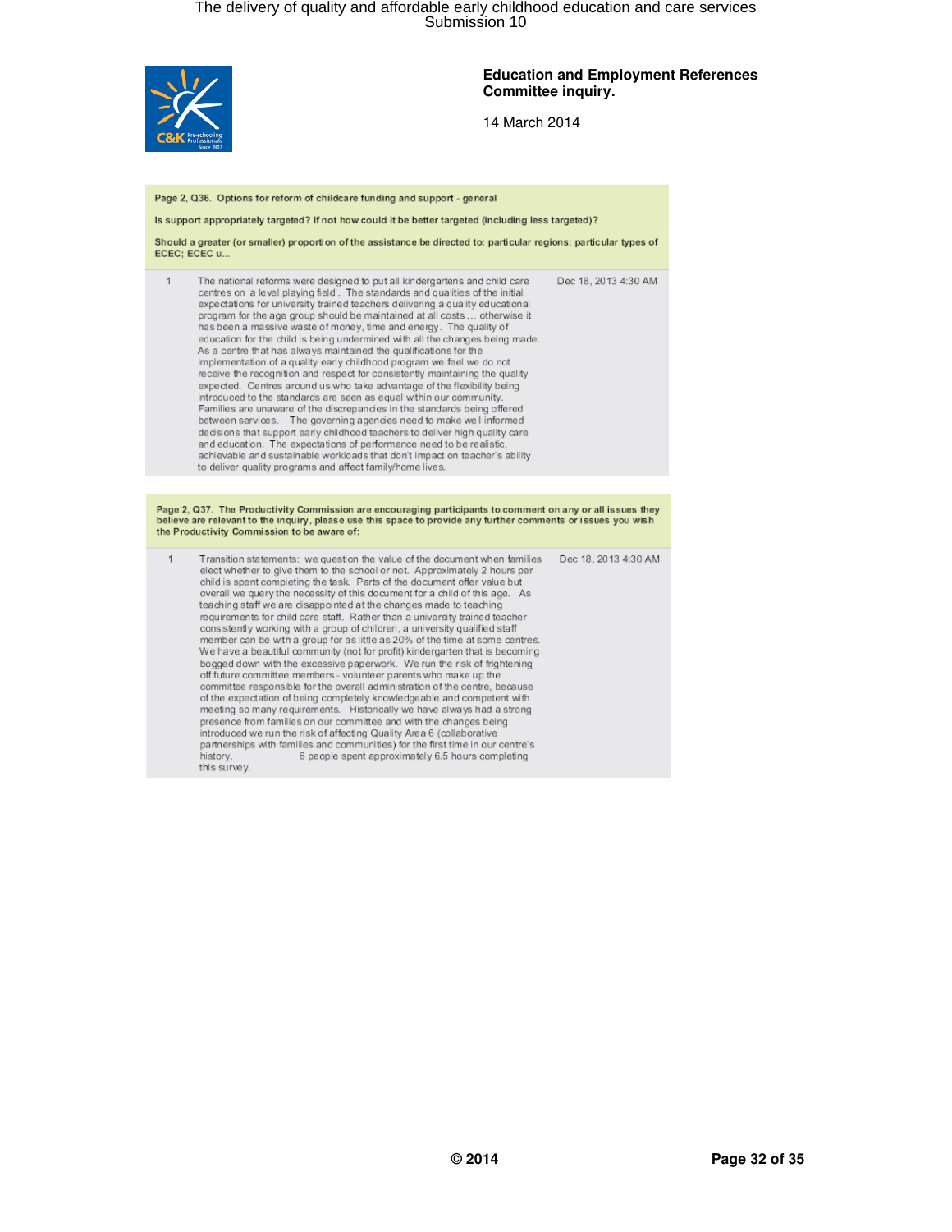**Education and Employment References Committee inquiry.**

14 March 2014

**Page 2, Q36. Options for reform of childcare funding and support - general**

**Is support appropriately targeted? If not how could it be better targeted (including less targeted)?**

**Should a greater (or smaller) proportion of the assistance be directed to: particular regions; particular types of ECEC; ECEC u...**

| # | Response | Date |
|---|---|---|
| 1 | The national reforms were designed to put all kindergartens and child care centres on 'a level playing field'. The standards and qualities of the initial expectations for university trained teachers delivering a quality educational program for the age group should be maintained at all costs ... otherwise it has been a massive waste of money, time and energy. The quality of education for the child is being undermined with all the changes being made. As a centre that has always maintained the qualifications for the implementation of a quality early childhood program we feel we do not receive the recognition and respect for consistently maintaining the quality expected. Centres around us who take advantage of the flexibility being introduced to the standards are seen as equal within our community. Families are unaware of the discrepancies in the standards being offered between services. The governing agencies need to make well informed decisions that support early childhood teachers to deliver high quality care and education. The expectations of performance need to be realistic, achievable and sustainable workloads that don't impact on teacher's ability to deliver quality programs and affect family/home lives. | Dec 18, 2013 4:30 AM |

**Page 2, Q37. The Productivity Commission are encouraging participants to comment on any or all issues they believe are relevant to the inquiry, please use this space to provide any further comments or issues you wish the Productivity Commission to be aware of:**

| # | Response | Date |
|---|---|---|
| 1 | Transition statements: we question the value of the document when families elect whether to give them to the school or not. Approximately 2 hours per child is spent completing the task. Parts of the document offer value but overall we query the necessity of this document for a child of this age. As teaching staff we are disappointed at the changes made to teaching requirements for child care staff. Rather than a university trained teacher consistently working with a group of children, a university qualified staff member can be with a group for as little as 20% of the time at some centres. We have a beautiful community (not for profit) kindergarten that is becoming bogged down with the excessive paperwork. We run the risk of frightening off future committee members - volunteer parents who make up the committee responsible for the overall administration of the centre, because of the expectation of being completely knowledgeable and competent with meeting so many requirements. Historically we have always had a strong presence from families on our committee and with the changes being introduced we run the risk of affecting Quality Area 6 (collaborative partnerships with families and communities) for the first time in our centre's history. 6 people spent approximately 6.5 hours completing this survey. | Dec 18, 2013 4:30 AM |

**© 2014**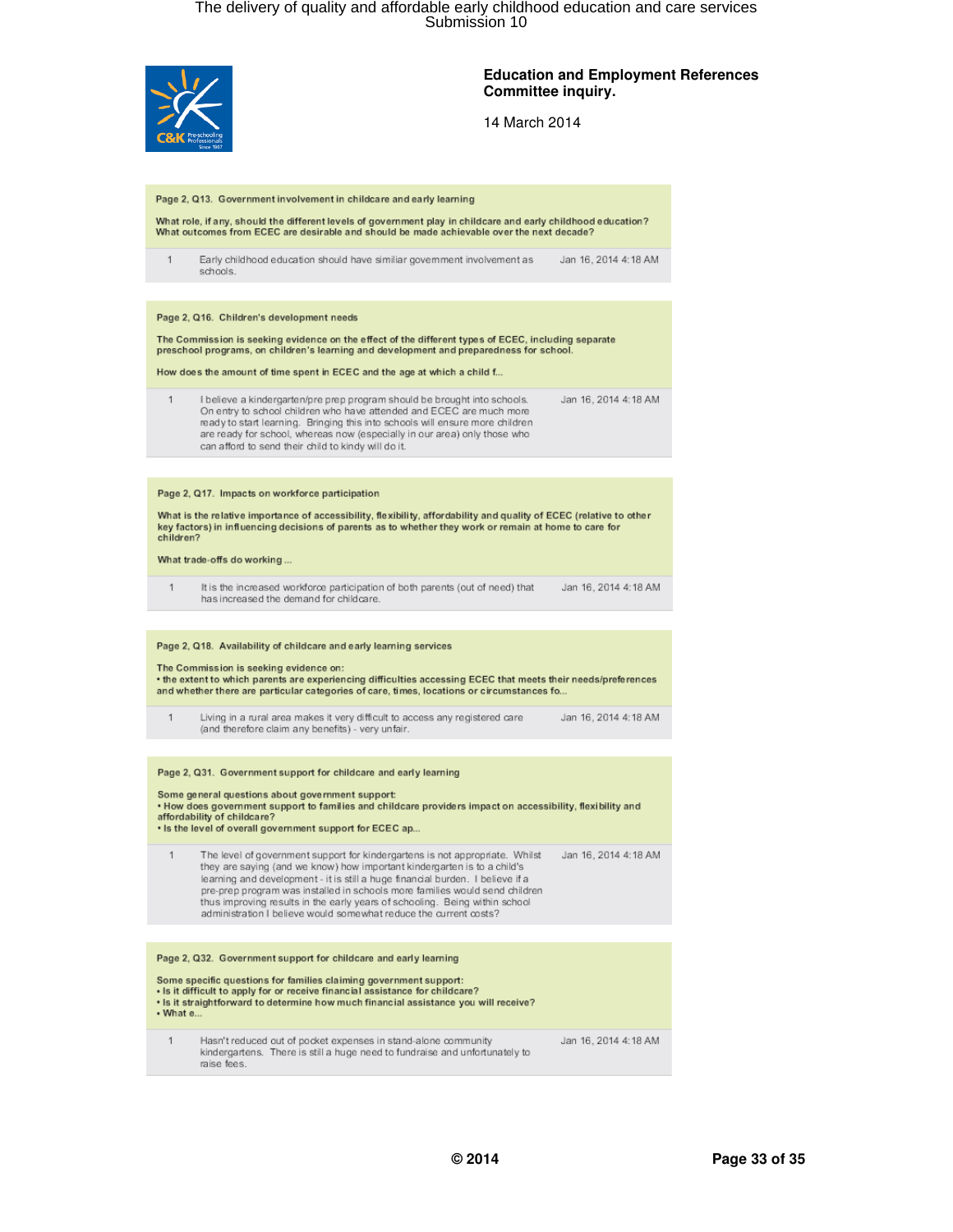**Education and Employment References Committee inquiry.**

14 March 2014

**Page 2, Q13. Government involvement in childcare and early learning**

What role, if any, should the different levels of government play in childcare and early childhood education? What outcomes from ECEC are desirable and should be made achievable over the next decade?

| | | |
|---|---|---|
| 1 | Early childhood education should have similiar government involvement as schools. | Jan 16, 2014 4:18 AM |

**Page 2, Q16. Children's development needs**

The Commission is seeking evidence on the effect of the different types of ECEC, including separate preschool programs, on children's learning and development and preparedness for school.

How does the amount of time spent in ECEC and the age at which a child f...

| | | |
|---|---|---|
| 1 | I believe a kindergarten/pre prep program should be brought into schools. On entry to school children who have attended and ECEC are much more ready to start learning. Bringing this into schools will ensure more children are ready for school, whereas now (especially in our area) only those who can afford to send their child to kindy will do it. | Jan 16, 2014 4:18 AM |

**Page 2, Q17. Impacts on workforce participation**

What is the relative importance of accessibility, flexibility, affordability and quality of ECEC (relative to other key factors) in influencing decisions of parents as to whether they work or remain at home to care for children?

What trade-offs do working ...

| | | |
|---|---|---|
| 1 | It is the increased workforce participation of both parents (out of need) that has increased the demand for childcare. | Jan 16, 2014 4:18 AM |

**Page 2, Q18. Availability of childcare and early learning services**

The Commission is seeking evidence on:
• the extent to which parents are experiencing difficulties accessing ECEC that meets their needs/preferences and whether there are particular categories of care, times, locations or circumstances fo...

| | | |
|---|---|---|
| 1 | Living in a rural area makes it very difficult to access any registered care (and therefore claim any benefits) - very unfair. | Jan 16, 2014 4:18 AM |

**Page 2, Q31. Government support for childcare and early learning**

Some general questions about government support:
• How does government support to families and childcare providers impact on accessibility, flexibility and affordability of childcare?
• Is the level of overall government support for ECEC ap...

| | | |
|---|---|---|
| 1 | The level of government support for kindergartens is not appropriate. Whilst they are saying (and we know) how important kindergarten is to a child's learning and development - it is still a huge financial burden. I believe if a pre-prep program was installed in schools more families would send children thus improving results in the early years of schooling. Being within school administration I believe would somewhat reduce the current costs? | Jan 16, 2014 4:18 AM |

**Page 2, Q32. Government support for childcare and early learning**

Some specific questions for families claiming government support:
• Is it difficult to apply for or receive financial assistance for childcare?
• Is it straightforward to determine how much financial assistance you will receive?
• What e...

| | | |
|---|---|---|
| 1 | Hasn't reduced out of pocket expenses in stand-alone community kindergartens. There is still a huge need to fundraise and unfortunately to raise fees. | Jan 16, 2014 4:18 AM |

© 2014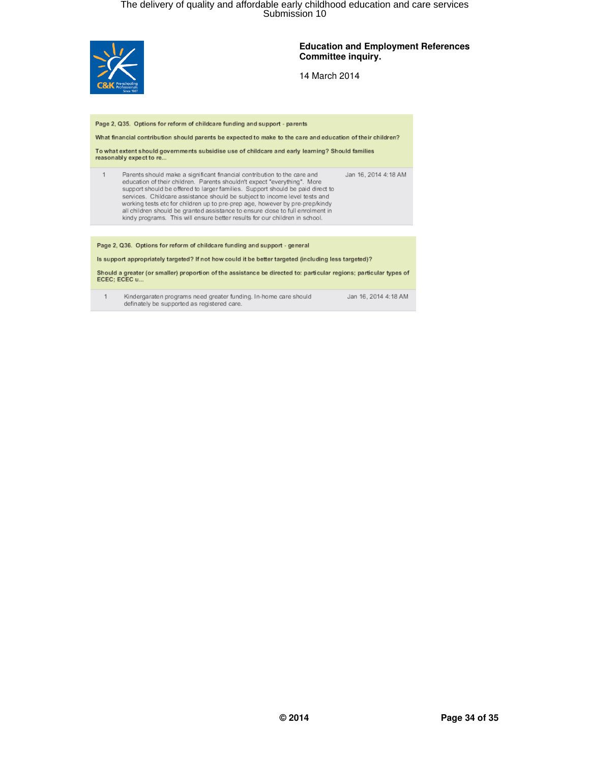**Education and Employment References Committee inquiry.**

14 March 2014

| Page 2, Q35. Options for reform of childcare funding and support - parents<br>What financial contribution should parents be expected to make to the care and education of their children?<br>To what extent should governments subsidise use of childcare and early learning? Should families reasonably expect to re... | | |
|---|---|---|
| 1 | Parents should make a significant financial contribution to the care and education of their children. Parents shouldn't expect "everything". More support should be offered to larger families. Support should be paid direct to services. Childcare assistance should be subject to income level tests and working tests etc for children up to pre-prep age, however by pre-prep/kindy all children should be granted assistance to ensure close to full enrolment in kindy programs. This will ensure better results for our children in school. | Jan 16, 2014 4:18 AM |

| Page 2, Q36. Options for reform of childcare funding and support - general<br>Is support appropriately targeted? If not how could it be better targeted (including less targeted)?<br>Should a greater (or smaller) proportion of the assistance be directed to: particular regions; particular types of ECEC; ECEC u... | | |
|---|---|---|
| 1 | Kindergaraten programs need greater funding. In-home care should definately be supported as registered care. | Jan 16, 2014 4:18 AM |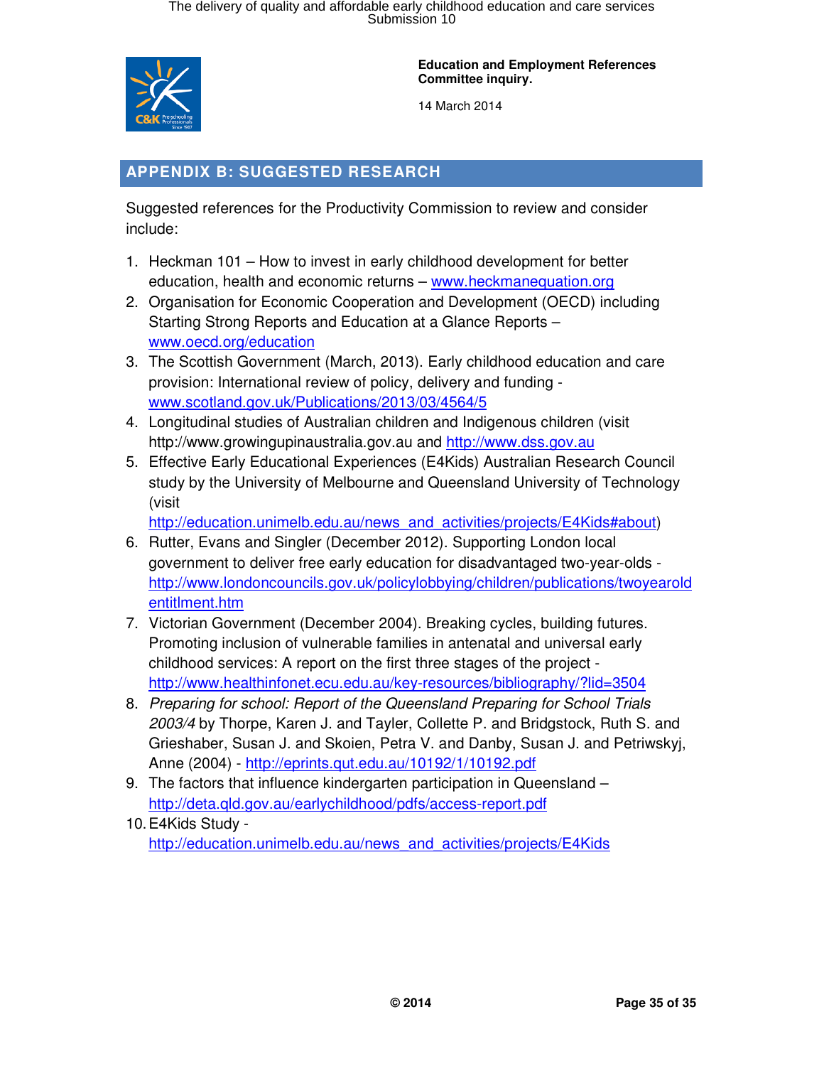Education and Employment References Committee inquiry.

14 March 2014

## APPENDIX B: SUGGESTED RESEARCH

Suggested references for the Productivity Commission to review and consider include:

1. Heckman 101 – How to invest in early childhood development for better education, health and economic returns – www.heckmanequation.org
2. Organisation for Economic Cooperation and Development (OECD) including Starting Strong Reports and Education at a Glance Reports – www.oecd.org/education
3. The Scottish Government (March, 2013). Early childhood education and care provision: International review of policy, delivery and funding - www.scotland.gov.uk/Publications/2013/03/4564/5
4. Longitudinal studies of Australian children and Indigenous children (visit http://www.growingupinaustralia.gov.au and http://www.dss.gov.au
5. Effective Early Educational Experiences (E4Kids) Australian Research Council study by the University of Melbourne and Queensland University of Technology (visit http://education.unimelb.edu.au/news_and_activities/projects/E4Kids#about)
6. Rutter, Evans and Singler (December 2012). Supporting London local government to deliver free early education for disadvantaged two-year-olds - http://www.londoncouncils.gov.uk/policylobbying/children/publications/twoyearoldentitlment.htm
7. Victorian Government (December 2004). Breaking cycles, building futures. Promoting inclusion of vulnerable families in antenatal and universal early childhood services: A report on the first three stages of the project - http://www.healthinfonet.ecu.edu.au/key-resources/bibliography/?lid=3504
8. *Preparing for school: Report of the Queensland Preparing for School Trials 2003/4* by Thorpe, Karen J. and Tayler, Collette P. and Bridgstock, Ruth S. and Grieshaber, Susan J. and Skoien, Petra V. and Danby, Susan J. and Petriwskyj, Anne (2004) - http://eprints.qut.edu.au/10192/1/10192.pdf
9. The factors that influence kindergarten participation in Queensland – http://deta.qld.gov.au/earlychildhood/pdfs/access-report.pdf
10. E4Kids Study - http://education.unimelb.edu.au/news_and_activities/projects/E4Kids

© 2014